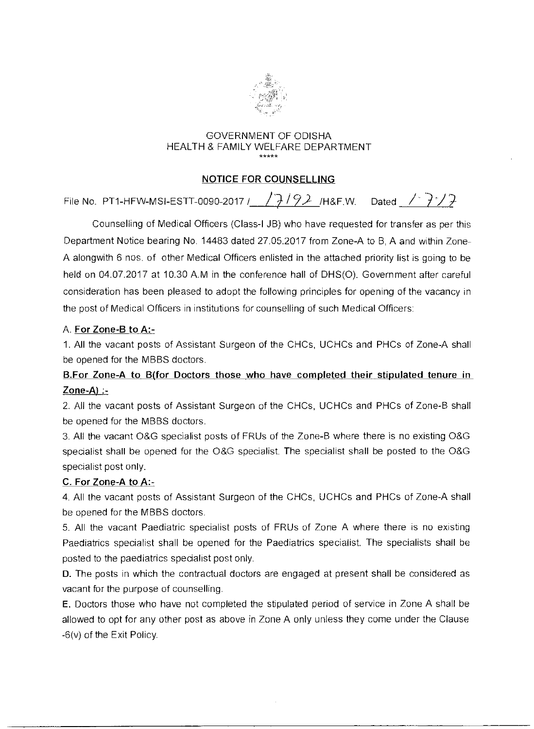GOVERNMENT OF ODISHA
HEALTH & FAMILY WELFARE DEPARTMENT
\*\*\*\*\*

## NOTICE FOR COUNSELLING

File No. PT1-HFW-MSI-ESTT-0090-2017 / 17192 /H&F.W. Dated 1-7-17

Counselling of Medical Officers (Class-I JB) who have requested for transfer as per this Department Notice bearing No. 14483 dated 27.05.2017 from Zone-A to B, A and within Zone-A alongwith 6 nos. of other Medical Officers enlisted in the attached priority list is going to be held on 04.07.2017 at 10.30 A.M in the conference hall of DHS(O). Government after careful consideration has been pleased to adopt the following principles for opening of the vacancy in the post of Medical Officers in institutions for counselling of such Medical Officers:

A. **For Zone-B to A:-**

1. All the vacant posts of Assistant Surgeon of the CHCs, UCHCs and PHCs of Zone-A shall be opened for the MBBS doctors.

**B.For Zone-A to B(for Doctors those who have completed their stipulated tenure in Zone-A) :-**

2. All the vacant posts of Assistant Surgeon of the CHCs, UCHCs and PHCs of Zone-B shall be opened for the MBBS doctors.

3. All the vacant O&G specialist posts of FRUs of the Zone-B where there is no existing O&G specialist shall be opened for the O&G specialist. The specialist shall be posted to the O&G specialist post only.

**C. For Zone-A to A:-**

4. All the vacant posts of Assistant Surgeon of the CHCs, UCHCs and PHCs of Zone-A shall be opened for the MBBS doctors.

5. All the vacant Paediatric specialist posts of FRUs of Zone A where there is no existing Paediatrics specialist shall be opened for the Paediatrics specialist. The specialists shall be posted to the paediatrics specialist post only.

**D.** The posts in which the contractual doctors are engaged at present shall be considered as vacant for the purpose of counselling.

**E.** Doctors those who have not completed the stipulated period of service in Zone A shall be allowed to opt for any other post as above in Zone A only unless they come under the Clause -6(v) of the Exit Policy.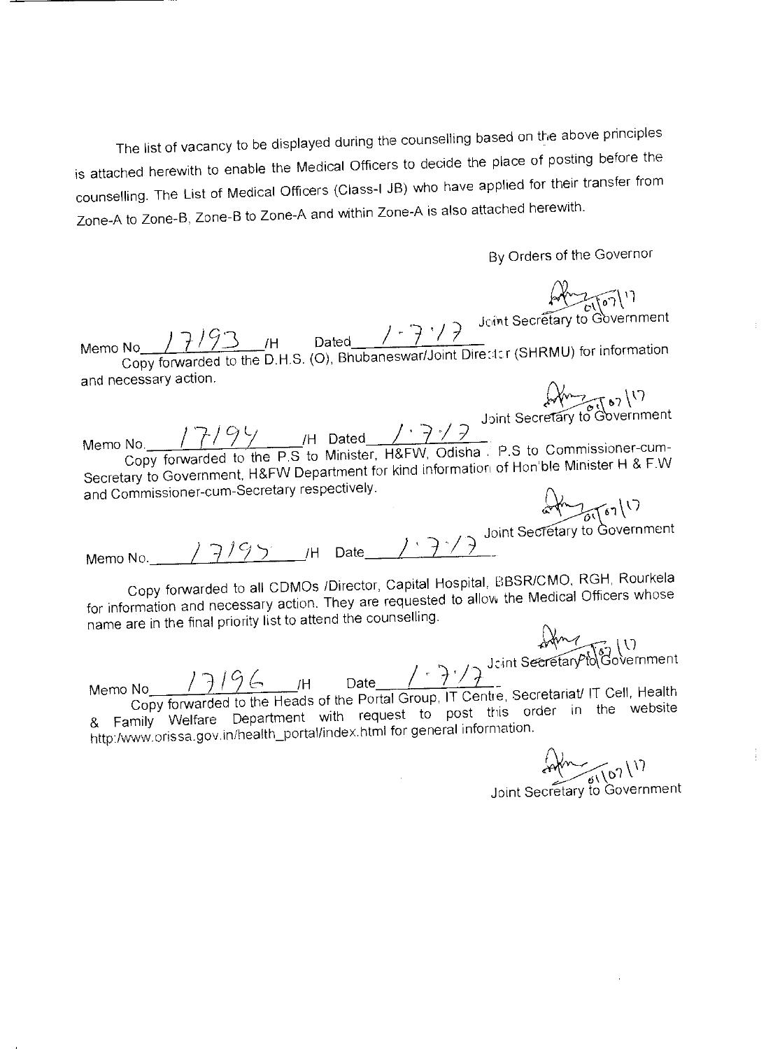The list of vacancy to be displayed during the counselling based on the above principles is attached herewith to enable the Medical Officers to decide the place of posting before the counselling. The List of Medical Officers (Class-I JB) who have applied for their transfer from Zone-A to Zone-B, Zone-B to Zone-A and within Zone-A is also attached herewith.

By Orders of the Governor

Sd/- 01/07/17
Joint Secretary to Government

Memo No 17193 /H Dated 1.7.17

Copy forwarded to the D.H.S. (O), Bhubaneswar/Joint Director (SHRMU) for information and necessary action.

Sd/- 01/07/17
Joint Secretary to Government

Memo No. 17194 /H Dated 1.7.17

Copy forwarded to the P.S to Minister, H&FW, Odisha . P.S to Commissioner-cum-Secretary to Government, H&FW Department for kind information of Hon'ble Minister H & F.W and Commissioner-cum-Secretary respectively.

Sd/- 01/07/17
Joint Secretary to Government

Memo No. 17195 /H Date 1.7.17

Copy forwarded to all CDMOs /Director, Capital Hospital, BBSR/CMO, RGH, Rourkela for information and necessary action. They are requested to allow the Medical Officers whose name are in the final priority list to attend the counselling.

Sd/- 01/07/17
Joint Secretary to Government

Memo No 17196 /H Date 1.7.17

Copy forwarded to the Heads of the Portal Group, IT Centre, Secretariat/ IT Cell, Health & Family Welfare Department with request to post this order in the website http:/www.orissa.gov.in/health_portal/index.html for general information.

Sd/- 01/07/17
Joint Secretary to Government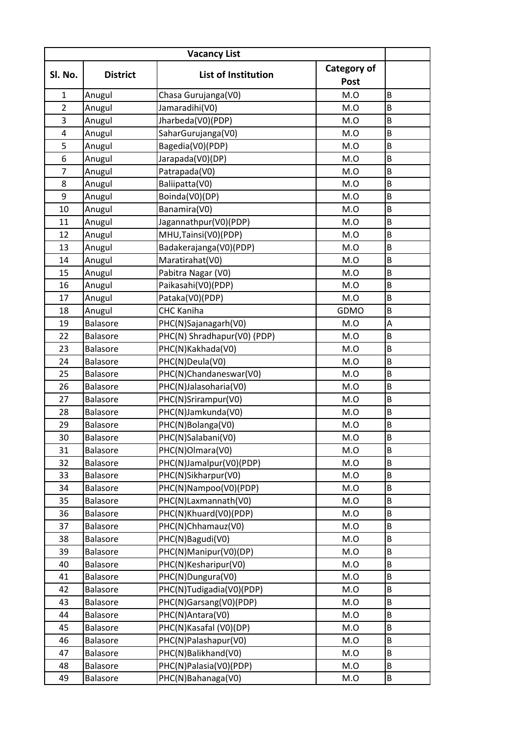| Vacancy List | | | | |
|---|---|---|---|---|
| Sl. No. | District | List of Institution | Category of Post | |
| 1 | Anugul | Chasa Gurujanga(V0) | M.O | B |
| 2 | Anugul | Jamaradihi(V0) | M.O | B |
| 3 | Anugul | Jharbeda(V0)(PDP) | M.O | B |
| 4 | Anugul | SaharGurujanga(V0) | M.O | B |
| 5 | Anugul | Bagedia(V0)(PDP) | M.O | B |
| 6 | Anugul | Jarapada(V0)(DP) | M.O | B |
| 7 | Anugul | Patrapada(V0) | M.O | B |
| 8 | Anugul | Baliipatta(V0) | M.O | B |
| 9 | Anugul | Boinda(V0)(DP) | M.O | B |
| 10 | Anugul | Banamira(V0) | M.O | B |
| 11 | Anugul | Jagannathpur(V0)(PDP) | M.O | B |
| 12 | Anugul | MHU,Tainsi(V0)(PDP) | M.O | B |
| 13 | Anugul | Badakerajanga(V0)(PDP) | M.O | B |
| 14 | Anugul | Maratirahat(V0) | M.O | B |
| 15 | Anugul | Pabitra Nagar (V0) | M.O | B |
| 16 | Anugul | Paikasahi(V0)(PDP) | M.O | B |
| 17 | Anugul | Pataka(V0)(PDP) | M.O | B |
| 18 | Anugul | CHC Kaniha | GDMO | B |
| 19 | Balasore | PHC(N)Sajanagarh(V0) | M.O | A |
| 22 | Balasore | PHC(N) Shradhapur(V0) (PDP) | M.O | B |
| 23 | Balasore | PHC(N)Kakhada(V0) | M.O | B |
| 24 | Balasore | PHC(N)Deula(V0) | M.O | B |
| 25 | Balasore | PHC(N)Chandaneswar(V0) | M.O | B |
| 26 | Balasore | PHC(N)Jalasoharia(V0) | M.O | B |
| 27 | Balasore | PHC(N)Srirampur(V0) | M.O | B |
| 28 | Balasore | PHC(N)Jamkunda(V0) | M.O | B |
| 29 | Balasore | PHC(N)Bolanga(V0) | M.O | B |
| 30 | Balasore | PHC(N)Salabani(V0) | M.O | B |
| 31 | Balasore | PHC(N)Olmara(V0) | M.O | B |
| 32 | Balasore | PHC(N)Jamalpur(V0)(PDP) | M.O | B |
| 33 | Balasore | PHC(N)Sikharpur(V0) | M.O | B |
| 34 | Balasore | PHC(N)Nampoo(V0)(PDP) | M.O | B |
| 35 | Balasore | PHC(N)Laxmannath(V0) | M.O | B |
| 36 | Balasore | PHC(N)Khuard(V0)(PDP) | M.O | B |
| 37 | Balasore | PHC(N)Chhamauz(V0) | M.O | B |
| 38 | Balasore | PHC(N)Bagudi(V0) | M.O | B |
| 39 | Balasore | PHC(N)Manipur(V0)(DP) | M.O | B |
| 40 | Balasore | PHC(N)Kesharipur(V0) | M.O | B |
| 41 | Balasore | PHC(N)Dungura(V0) | M.O | B |
| 42 | Balasore | PHC(N)Tudigadia(V0)(PDP) | M.O | B |
| 43 | Balasore | PHC(N)Garsang(V0)(PDP) | M.O | B |
| 44 | Balasore | PHC(N)Antara(V0) | M.O | B |
| 45 | Balasore | PHC(N)Kasafal (V0)(DP) | M.O | B |
| 46 | Balasore | PHC(N)Palashapur(V0) | M.O | B |
| 47 | Balasore | PHC(N)Balikhand(V0) | M.O | B |
| 48 | Balasore | PHC(N)Palasia(V0)(PDP) | M.O | B |
| 49 | Balasore | PHC(N)Bahanaga(V0) | M.O | B |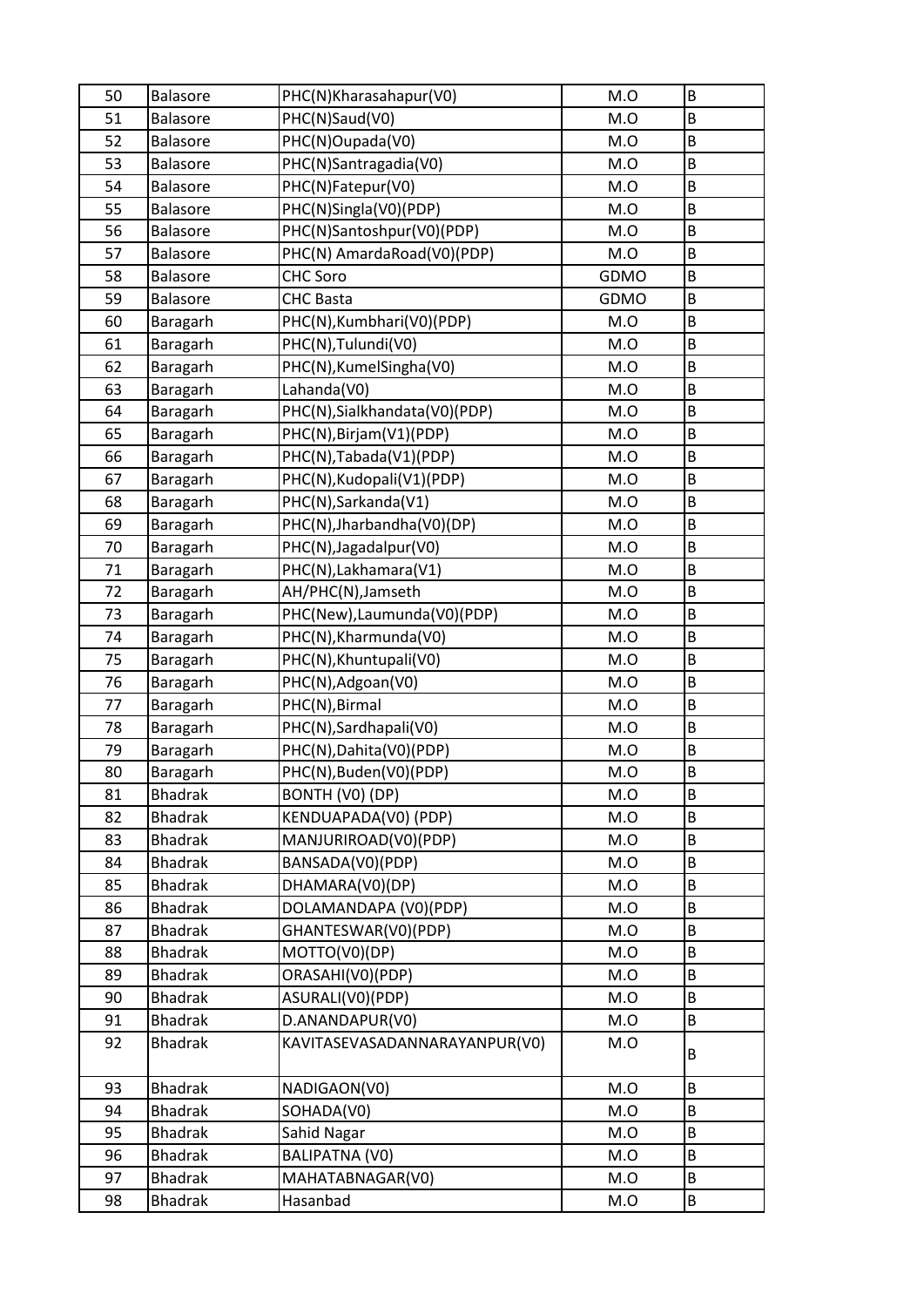| 50 | Balasore | PHC(N)Kharasahapur(V0) | M.O | B |
|---|---|---|---|---|
| 51 | Balasore | PHC(N)Saud(V0) | M.O | B |
| 52 | Balasore | PHC(N)Oupada(V0) | M.O | B |
| 53 | Balasore | PHC(N)Santragadia(V0) | M.O | B |
| 54 | Balasore | PHC(N)Fatepur(V0) | M.O | B |
| 55 | Balasore | PHC(N)Singla(V0)(PDP) | M.O | B |
| 56 | Balasore | PHC(N)Santoshpur(V0)(PDP) | M.O | B |
| 57 | Balasore | PHC(N) AmardaRoad(V0)(PDP) | M.O | B |
| 58 | Balasore | CHC Soro | GDMO | B |
| 59 | Balasore | CHC Basta | GDMO | B |
| 60 | Baragarh | PHC(N),Kumbhari(V0)(PDP) | M.O | B |
| 61 | Baragarh | PHC(N),Tulundi(V0) | M.O | B |
| 62 | Baragarh | PHC(N),KumelSingha(V0) | M.O | B |
| 63 | Baragarh | Lahanda(V0) | M.O | B |
| 64 | Baragarh | PHC(N),Sialkhandata(V0)(PDP) | M.O | B |
| 65 | Baragarh | PHC(N),Birjam(V1)(PDP) | M.O | B |
| 66 | Baragarh | PHC(N),Tabada(V1)(PDP) | M.O | B |
| 67 | Baragarh | PHC(N),Kudopali(V1)(PDP) | M.O | B |
| 68 | Baragarh | PHC(N),Sarkanda(V1) | M.O | B |
| 69 | Baragarh | PHC(N),Jharbandha(V0)(DP) | M.O | B |
| 70 | Baragarh | PHC(N),Jagadalpur(V0) | M.O | B |
| 71 | Baragarh | PHC(N),Lakhamara(V1) | M.O | B |
| 72 | Baragarh | AH/PHC(N),Jamseth | M.O | B |
| 73 | Baragarh | PHC(New),Laumunda(V0)(PDP) | M.O | B |
| 74 | Baragarh | PHC(N),Kharmunda(V0) | M.O | B |
| 75 | Baragarh | PHC(N),Khuntupali(V0) | M.O | B |
| 76 | Baragarh | PHC(N),Adgoan(V0) | M.O | B |
| 77 | Baragarh | PHC(N),Birmal | M.O | B |
| 78 | Baragarh | PHC(N),Sardhapali(V0) | M.O | B |
| 79 | Baragarh | PHC(N),Dahita(V0)(PDP) | M.O | B |
| 80 | Baragarh | PHC(N),Buden(V0)(PDP) | M.O | B |
| 81 | Bhadrak | BONTH (V0) (DP) | M.O | B |
| 82 | Bhadrak | KENDUAPADA(V0) (PDP) | M.O | B |
| 83 | Bhadrak | MANJURIROAD(V0)(PDP) | M.O | B |
| 84 | Bhadrak | BANSADA(V0)(PDP) | M.O | B |
| 85 | Bhadrak | DHAMARA(V0)(DP) | M.O | B |
| 86 | Bhadrak | DOLAMANDAPA (V0)(PDP) | M.O | B |
| 87 | Bhadrak | GHANTESWAR(V0)(PDP) | M.O | B |
| 88 | Bhadrak | MOTTO(V0)(DP) | M.O | B |
| 89 | Bhadrak | ORASAHI(V0)(PDP) | M.O | B |
| 90 | Bhadrak | ASURALI(V0)(PDP) | M.O | B |
| 91 | Bhadrak | D.ANANDAPUR(V0) | M.O | B |
| 92 | Bhadrak | KAVITASEVASADANNARAYANPUR(V0) | M.O | B |
| 93 | Bhadrak | NADIGAON(V0) | M.O | B |
| 94 | Bhadrak | SOHADA(V0) | M.O | B |
| 95 | Bhadrak | Sahid Nagar | M.O | B |
| 96 | Bhadrak | BALIPATNA (V0) | M.O | B |
| 97 | Bhadrak | MAHATABNAGAR(V0) | M.O | B |
| 98 | Bhadrak | Hasanbad | M.O | B |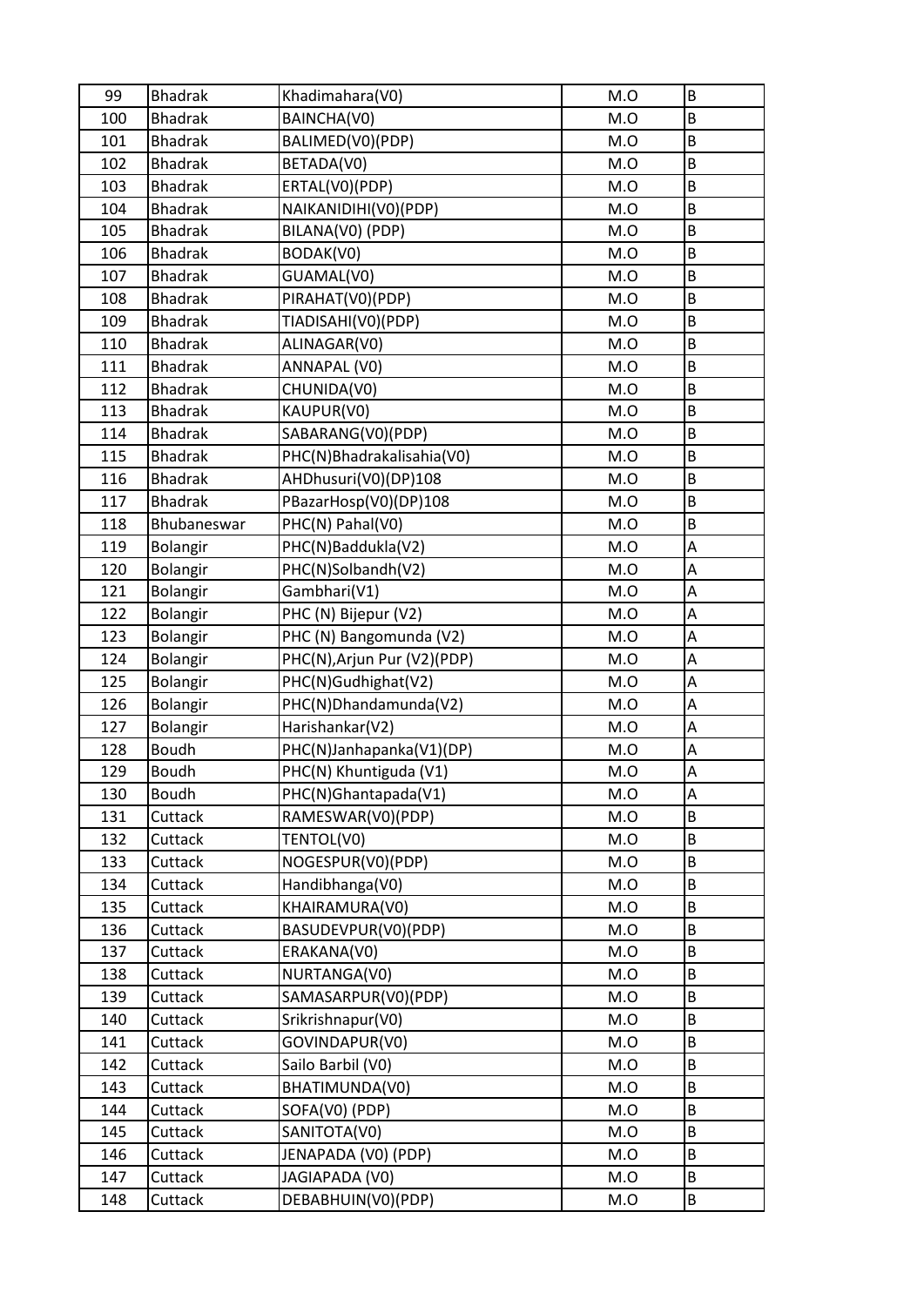| 99 | Bhadrak | Khadimahara(V0) | M.O | B |
|---|---|---|---|---|
| 100 | Bhadrak | BAINCHA(V0) | M.O | B |
| 101 | Bhadrak | BALIMED(V0)(PDP) | M.O | B |
| 102 | Bhadrak | BETADA(V0) | M.O | B |
| 103 | Bhadrak | ERTAL(V0)(PDP) | M.O | B |
| 104 | Bhadrak | NAIKANIDIHI(V0)(PDP) | M.O | B |
| 105 | Bhadrak | BILANA(V0) (PDP) | M.O | B |
| 106 | Bhadrak | BODAK(V0) | M.O | B |
| 107 | Bhadrak | GUAMAL(V0) | M.O | B |
| 108 | Bhadrak | PIRAHAT(V0)(PDP) | M.O | B |
| 109 | Bhadrak | TIADISAHI(V0)(PDP) | M.O | B |
| 110 | Bhadrak | ALINAGAR(V0) | M.O | B |
| 111 | Bhadrak | ANNAPAL (V0) | M.O | B |
| 112 | Bhadrak | CHUNIDA(V0) | M.O | B |
| 113 | Bhadrak | KAUPUR(V0) | M.O | B |
| 114 | Bhadrak | SABARANG(V0)(PDP) | M.O | B |
| 115 | Bhadrak | PHC(N)Bhadrakalisahia(V0) | M.O | B |
| 116 | Bhadrak | AHDhusuri(V0)(DP)108 | M.O | B |
| 117 | Bhadrak | PBazarHosp(V0)(DP)108 | M.O | B |
| 118 | Bhubaneswar | PHC(N) Pahal(V0) | M.O | B |
| 119 | Bolangir | PHC(N)Baddukla(V2) | M.O | A |
| 120 | Bolangir | PHC(N)Solbandh(V2) | M.O | A |
| 121 | Bolangir | Gambhari(V1) | M.O | A |
| 122 | Bolangir | PHC (N) Bijepur (V2) | M.O | A |
| 123 | Bolangir | PHC (N) Bangomunda (V2) | M.O | A |
| 124 | Bolangir | PHC(N),Arjun Pur (V2)(PDP) | M.O | A |
| 125 | Bolangir | PHC(N)Gudhighat(V2) | M.O | A |
| 126 | Bolangir | PHC(N)Dhandamunda(V2) | M.O | A |
| 127 | Bolangir | Harishankar(V2) | M.O | A |
| 128 | Boudh | PHC(N)Janhapanka(V1)(DP) | M.O | A |
| 129 | Boudh | PHC(N) Khuntiguda (V1) | M.O | A |
| 130 | Boudh | PHC(N)Ghantapada(V1) | M.O | A |
| 131 | Cuttack | RAMESWAR(V0)(PDP) | M.O | B |
| 132 | Cuttack | TENTOL(V0) | M.O | B |
| 133 | Cuttack | NOGESPUR(V0)(PDP) | M.O | B |
| 134 | Cuttack | Handibhanga(V0) | M.O | B |
| 135 | Cuttack | KHAIRAMURA(V0) | M.O | B |
| 136 | Cuttack | BASUDEVPUR(V0)(PDP) | M.O | B |
| 137 | Cuttack | ERAKANA(V0) | M.O | B |
| 138 | Cuttack | NURTANGA(V0) | M.O | B |
| 139 | Cuttack | SAMASARPUR(V0)(PDP) | M.O | B |
| 140 | Cuttack | Srikrishnapur(V0) | M.O | B |
| 141 | Cuttack | GOVINDAPUR(V0) | M.O | B |
| 142 | Cuttack | Sailo Barbil (V0) | M.O | B |
| 143 | Cuttack | BHATIMUNDA(V0) | M.O | B |
| 144 | Cuttack | SOFA(V0) (PDP) | M.O | B |
| 145 | Cuttack | SANITOTA(V0) | M.O | B |
| 146 | Cuttack | JENAPADA (V0) (PDP) | M.O | B |
| 147 | Cuttack | JAGIAPADA (V0) | M.O | B |
| 148 | Cuttack | DEBABHUIN(V0)(PDP) | M.O | B |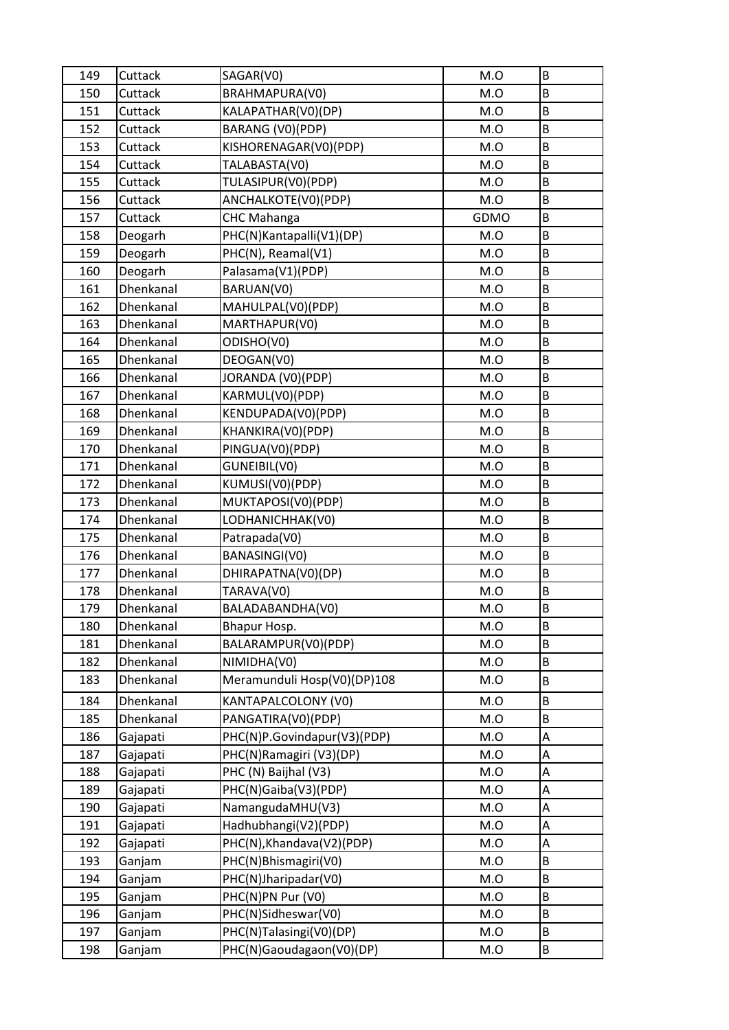| 149 | Cuttack | SAGAR(V0) | M.O | B |
|---|---|---|---|---|
| 150 | Cuttack | BRAHMAPURA(V0) | M.O | B |
| 151 | Cuttack | KALAPATHAR(V0)(DP) | M.O | B |
| 152 | Cuttack | BARANG (V0)(PDP) | M.O | B |
| 153 | Cuttack | KISHORENAGAR(V0)(PDP) | M.O | B |
| 154 | Cuttack | TALABASTA(V0) | M.O | B |
| 155 | Cuttack | TULASIPUR(V0)(PDP) | M.O | B |
| 156 | Cuttack | ANCHALKOTE(V0)(PDP) | M.O | B |
| 157 | Cuttack | CHC Mahanga | GDMO | B |
| 158 | Deogarh | PHC(N)Kantapalli(V1)(DP) | M.O | B |
| 159 | Deogarh | PHC(N), Reamal(V1) | M.O | B |
| 160 | Deogarh | Palasama(V1)(PDP) | M.O | B |
| 161 | Dhenkanal | BARUAN(V0) | M.O | B |
| 162 | Dhenkanal | MAHULPAL(V0)(PDP) | M.O | B |
| 163 | Dhenkanal | MARTHAPUR(V0) | M.O | B |
| 164 | Dhenkanal | ODISHO(V0) | M.O | B |
| 165 | Dhenkanal | DEOGAN(V0) | M.O | B |
| 166 | Dhenkanal | JORANDA (V0)(PDP) | M.O | B |
| 167 | Dhenkanal | KARMUL(V0)(PDP) | M.O | B |
| 168 | Dhenkanal | KENDUPADA(V0)(PDP) | M.O | B |
| 169 | Dhenkanal | KHANKIRA(V0)(PDP) | M.O | B |
| 170 | Dhenkanal | PINGUA(V0)(PDP) | M.O | B |
| 171 | Dhenkanal | GUNEIBIL(V0) | M.O | B |
| 172 | Dhenkanal | KUMUSI(V0)(PDP) | M.O | B |
| 173 | Dhenkanal | MUKTAPOSI(V0)(PDP) | M.O | B |
| 174 | Dhenkanal | LODHANICHHAK(V0) | M.O | B |
| 175 | Dhenkanal | Patrapada(V0) | M.O | B |
| 176 | Dhenkanal | BANASINGI(V0) | M.O | B |
| 177 | Dhenkanal | DHIRAPATNA(V0)(DP) | M.O | B |
| 178 | Dhenkanal | TARAVA(V0) | M.O | B |
| 179 | Dhenkanal | BALADABANDHA(V0) | M.O | B |
| 180 | Dhenkanal | Bhapur Hosp. | M.O | B |
| 181 | Dhenkanal | BALARAMPUR(V0)(PDP) | M.O | B |
| 182 | Dhenkanal | NIMIDHA(V0) | M.O | B |
| 183 | Dhenkanal | Meramunduli Hosp(V0)(DP)108 | M.O | B |
| 184 | Dhenkanal | KANTAPALCOLONY (V0) | M.O | B |
| 185 | Dhenkanal | PANGATIRA(V0)(PDP) | M.O | B |
| 186 | Gajapati | PHC(N)P.Govindapur(V3)(PDP) | M.O | A |
| 187 | Gajapati | PHC(N)Ramagiri (V3)(DP) | M.O | A |
| 188 | Gajapati | PHC (N) Baijhal (V3) | M.O | A |
| 189 | Gajapati | PHC(N)Gaiba(V3)(PDP) | M.O | A |
| 190 | Gajapati | NamangudaMHU(V3) | M.O | A |
| 191 | Gajapati | Hadhubhangi(V2)(PDP) | M.O | A |
| 192 | Gajapati | PHC(N),Khandava(V2)(PDP) | M.O | A |
| 193 | Ganjam | PHC(N)Bhismagiri(V0) | M.O | B |
| 194 | Ganjam | PHC(N)Jharipadar(V0) | M.O | B |
| 195 | Ganjam | PHC(N)PN Pur (V0) | M.O | B |
| 196 | Ganjam | PHC(N)Sidheswar(V0) | M.O | B |
| 197 | Ganjam | PHC(N)Talasingi(V0)(DP) | M.O | B |
| 198 | Ganjam | PHC(N)Gaoudagaon(V0)(DP) | M.O | B |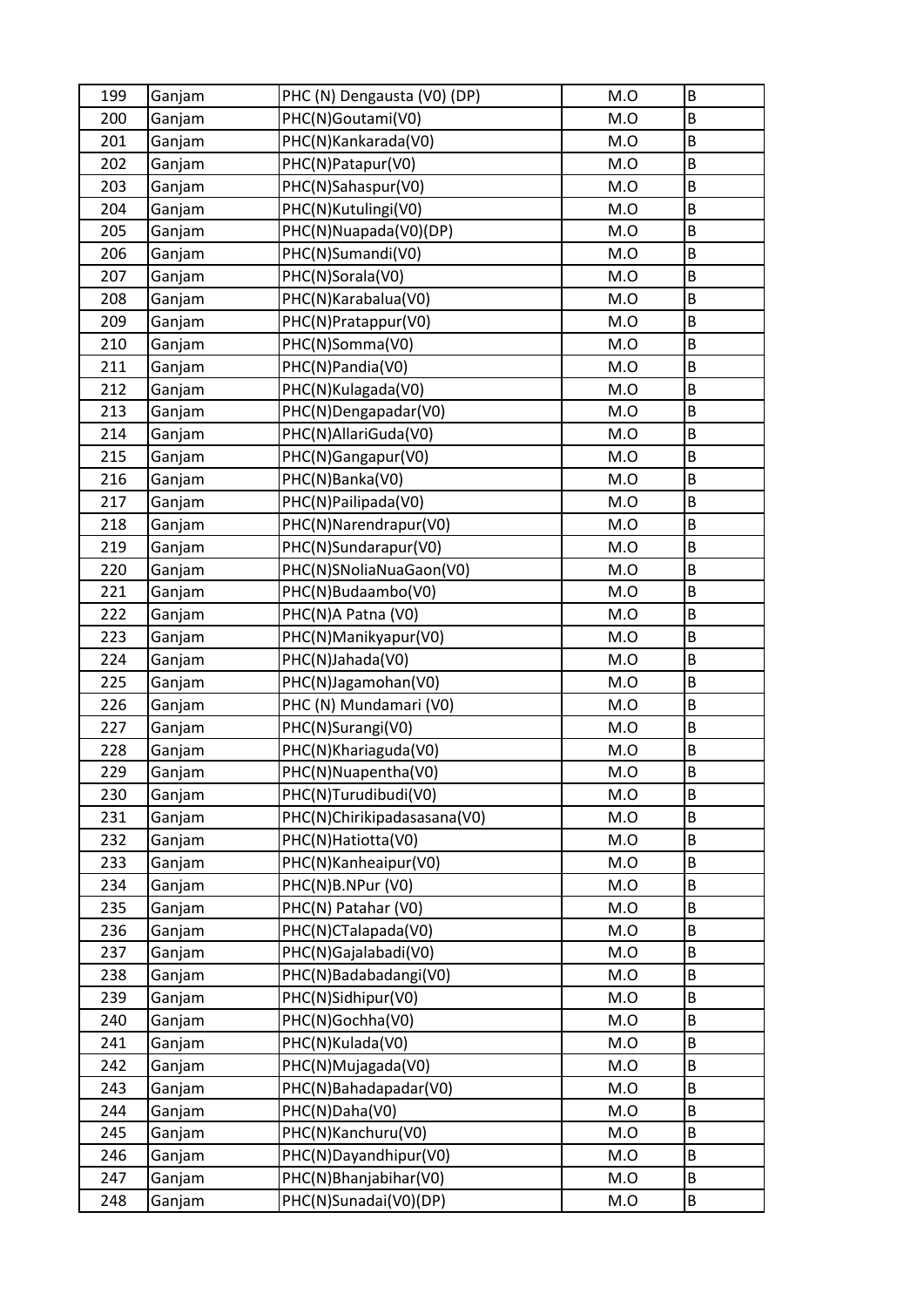| 199 | Ganjam | PHC (N) Dengausta (V0) (DP) | M.O | B |
|---|---|---|---|---|
| 200 | Ganjam | PHC(N)Goutami(V0) | M.O | B |
| 201 | Ganjam | PHC(N)Kankarada(V0) | M.O | B |
| 202 | Ganjam | PHC(N)Patapur(V0) | M.O | B |
| 203 | Ganjam | PHC(N)Sahaspur(V0) | M.O | B |
| 204 | Ganjam | PHC(N)Kutulingi(V0) | M.O | B |
| 205 | Ganjam | PHC(N)Nuapada(V0)(DP) | M.O | B |
| 206 | Ganjam | PHC(N)Sumandi(V0) | M.O | B |
| 207 | Ganjam | PHC(N)Sorala(V0) | M.O | B |
| 208 | Ganjam | PHC(N)Karabalua(V0) | M.O | B |
| 209 | Ganjam | PHC(N)Pratappur(V0) | M.O | B |
| 210 | Ganjam | PHC(N)Somma(V0) | M.O | B |
| 211 | Ganjam | PHC(N)Pandia(V0) | M.O | B |
| 212 | Ganjam | PHC(N)Kulagada(V0) | M.O | B |
| 213 | Ganjam | PHC(N)Dengapadar(V0) | M.O | B |
| 214 | Ganjam | PHC(N)AllariGuda(V0) | M.O | B |
| 215 | Ganjam | PHC(N)Gangapur(V0) | M.O | B |
| 216 | Ganjam | PHC(N)Banka(V0) | M.O | B |
| 217 | Ganjam | PHC(N)Pailipada(V0) | M.O | B |
| 218 | Ganjam | PHC(N)Narendrapur(V0) | M.O | B |
| 219 | Ganjam | PHC(N)Sundarapur(V0) | M.O | B |
| 220 | Ganjam | PHC(N)SNoliaNuaGaon(V0) | M.O | B |
| 221 | Ganjam | PHC(N)Budaambo(V0) | M.O | B |
| 222 | Ganjam | PHC(N)A Patna (V0) | M.O | B |
| 223 | Ganjam | PHC(N)Manikyapur(V0) | M.O | B |
| 224 | Ganjam | PHC(N)Jahada(V0) | M.O | B |
| 225 | Ganjam | PHC(N)Jagamohan(V0) | M.O | B |
| 226 | Ganjam | PHC (N) Mundamari (V0) | M.O | B |
| 227 | Ganjam | PHC(N)Surangi(V0) | M.O | B |
| 228 | Ganjam | PHC(N)Khariaguda(V0) | M.O | B |
| 229 | Ganjam | PHC(N)Nuapentha(V0) | M.O | B |
| 230 | Ganjam | PHC(N)Turudibudi(V0) | M.O | B |
| 231 | Ganjam | PHC(N)Chirikipadasasana(V0) | M.O | B |
| 232 | Ganjam | PHC(N)Hatiotta(V0) | M.O | B |
| 233 | Ganjam | PHC(N)Kanheaipur(V0) | M.O | B |
| 234 | Ganjam | PHC(N)B.NPur (V0) | M.O | B |
| 235 | Ganjam | PHC(N) Patahar (V0) | M.O | B |
| 236 | Ganjam | PHC(N)CTalapada(V0) | M.O | B |
| 237 | Ganjam | PHC(N)Gajalabadi(V0) | M.O | B |
| 238 | Ganjam | PHC(N)Badabadangi(V0) | M.O | B |
| 239 | Ganjam | PHC(N)Sidhipur(V0) | M.O | B |
| 240 | Ganjam | PHC(N)Gochha(V0) | M.O | B |
| 241 | Ganjam | PHC(N)Kulada(V0) | M.O | B |
| 242 | Ganjam | PHC(N)Mujagada(V0) | M.O | B |
| 243 | Ganjam | PHC(N)Bahadapadar(V0) | M.O | B |
| 244 | Ganjam | PHC(N)Daha(V0) | M.O | B |
| 245 | Ganjam | PHC(N)Kanchuru(V0) | M.O | B |
| 246 | Ganjam | PHC(N)Dayandhipur(V0) | M.O | B |
| 247 | Ganjam | PHC(N)Bhanjabihar(V0) | M.O | B |
| 248 | Ganjam | PHC(N)Sunadai(V0)(DP) | M.O | B |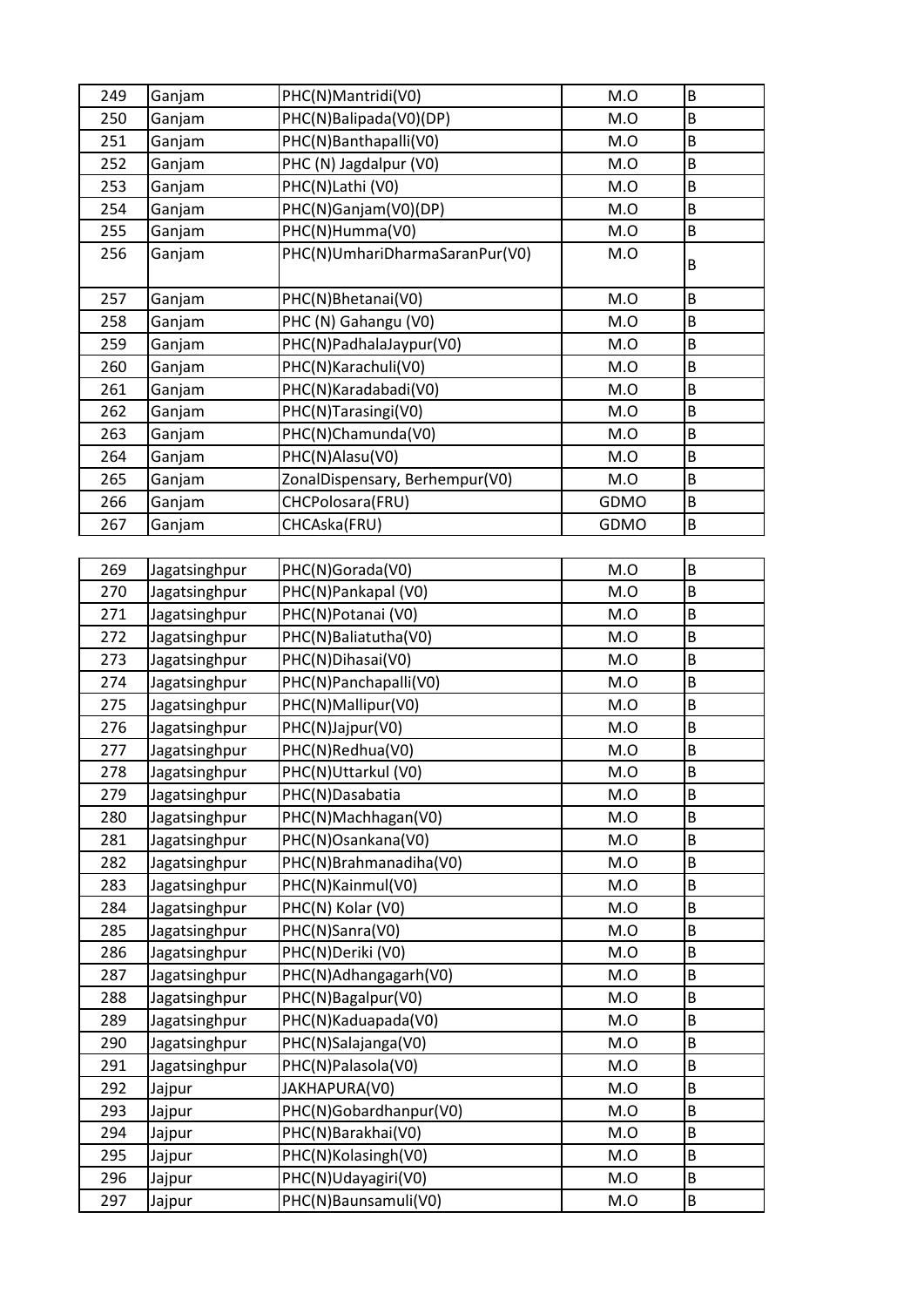| | | | | |
|---|---|---|---|---|
| 249 | Ganjam | PHC(N)Mantridi(V0) | M.O | B |
| 250 | Ganjam | PHC(N)Balipada(V0)(DP) | M.O | B |
| 251 | Ganjam | PHC(N)Banthapalli(V0) | M.O | B |
| 252 | Ganjam | PHC (N) Jagdalpur (V0) | M.O | B |
| 253 | Ganjam | PHC(N)Lathi (V0) | M.O | B |
| 254 | Ganjam | PHC(N)Ganjam(V0)(DP) | M.O | B |
| 255 | Ganjam | PHC(N)Humma(V0) | M.O | B |
| 256 | Ganjam | PHC(N)UmhariDharmaSaranPur(V0) | M.O | B |
| 257 | Ganjam | PHC(N)Bhetanai(V0) | M.O | B |
| 258 | Ganjam | PHC (N) Gahangu (V0) | M.O | B |
| 259 | Ganjam | PHC(N)PadhalaJaypur(V0) | M.O | B |
| 260 | Ganjam | PHC(N)Karachuli(V0) | M.O | B |
| 261 | Ganjam | PHC(N)Karadabadi(V0) | M.O | B |
| 262 | Ganjam | PHC(N)Tarasingi(V0) | M.O | B |
| 263 | Ganjam | PHC(N)Chamunda(V0) | M.O | B |
| 264 | Ganjam | PHC(N)Alasu(V0) | M.O | B |
| 265 | Ganjam | ZonalDispensary, Berhempur(V0) | M.O | B |
| 266 | Ganjam | CHCPolosara(FRU) | GDMO | B |
| 267 | Ganjam | CHCAska(FRU) | GDMO | B |

| | | | | |
|---|---|---|---|---|
| 269 | Jagatsinghpur | PHC(N)Gorada(V0) | M.O | B |
| 270 | Jagatsinghpur | PHC(N)Pankapal (V0) | M.O | B |
| 271 | Jagatsinghpur | PHC(N)Potanai (V0) | M.O | B |
| 272 | Jagatsinghpur | PHC(N)Baliatutha(V0) | M.O | B |
| 273 | Jagatsinghpur | PHC(N)Dihasai(V0) | M.O | B |
| 274 | Jagatsinghpur | PHC(N)Panchapalli(V0) | M.O | B |
| 275 | Jagatsinghpur | PHC(N)Mallipur(V0) | M.O | B |
| 276 | Jagatsinghpur | PHC(N)Jajpur(V0) | M.O | B |
| 277 | Jagatsinghpur | PHC(N)Redhua(V0) | M.O | B |
| 278 | Jagatsinghpur | PHC(N)Uttarkul (V0) | M.O | B |
| 279 | Jagatsinghpur | PHC(N)Dasabatia | M.O | B |
| 280 | Jagatsinghpur | PHC(N)Machhagan(V0) | M.O | B |
| 281 | Jagatsinghpur | PHC(N)Osankana(V0) | M.O | B |
| 282 | Jagatsinghpur | PHC(N)Brahmanadiha(V0) | M.O | B |
| 283 | Jagatsinghpur | PHC(N)Kainmul(V0) | M.O | B |
| 284 | Jagatsinghpur | PHC(N) Kolar (V0) | M.O | B |
| 285 | Jagatsinghpur | PHC(N)Sanra(V0) | M.O | B |
| 286 | Jagatsinghpur | PHC(N)Deriki (V0) | M.O | B |
| 287 | Jagatsinghpur | PHC(N)Adhangagarh(V0) | M.O | B |
| 288 | Jagatsinghpur | PHC(N)Bagalpur(V0) | M.O | B |
| 289 | Jagatsinghpur | PHC(N)Kaduapada(V0) | M.O | B |
| 290 | Jagatsinghpur | PHC(N)Salajanga(V0) | M.O | B |
| 291 | Jagatsinghpur | PHC(N)Palasola(V0) | M.O | B |
| 292 | Jajpur | JAKHAPURA(V0) | M.O | B |
| 293 | Jajpur | PHC(N)Gobardhanpur(V0) | M.O | B |
| 294 | Jajpur | PHC(N)Barakhai(V0) | M.O | B |
| 295 | Jajpur | PHC(N)Kolasingh(V0) | M.O | B |
| 296 | Jajpur | PHC(N)Udayagiri(V0) | M.O | B |
| 297 | Jajpur | PHC(N)Baunsamuli(V0) | M.O | B |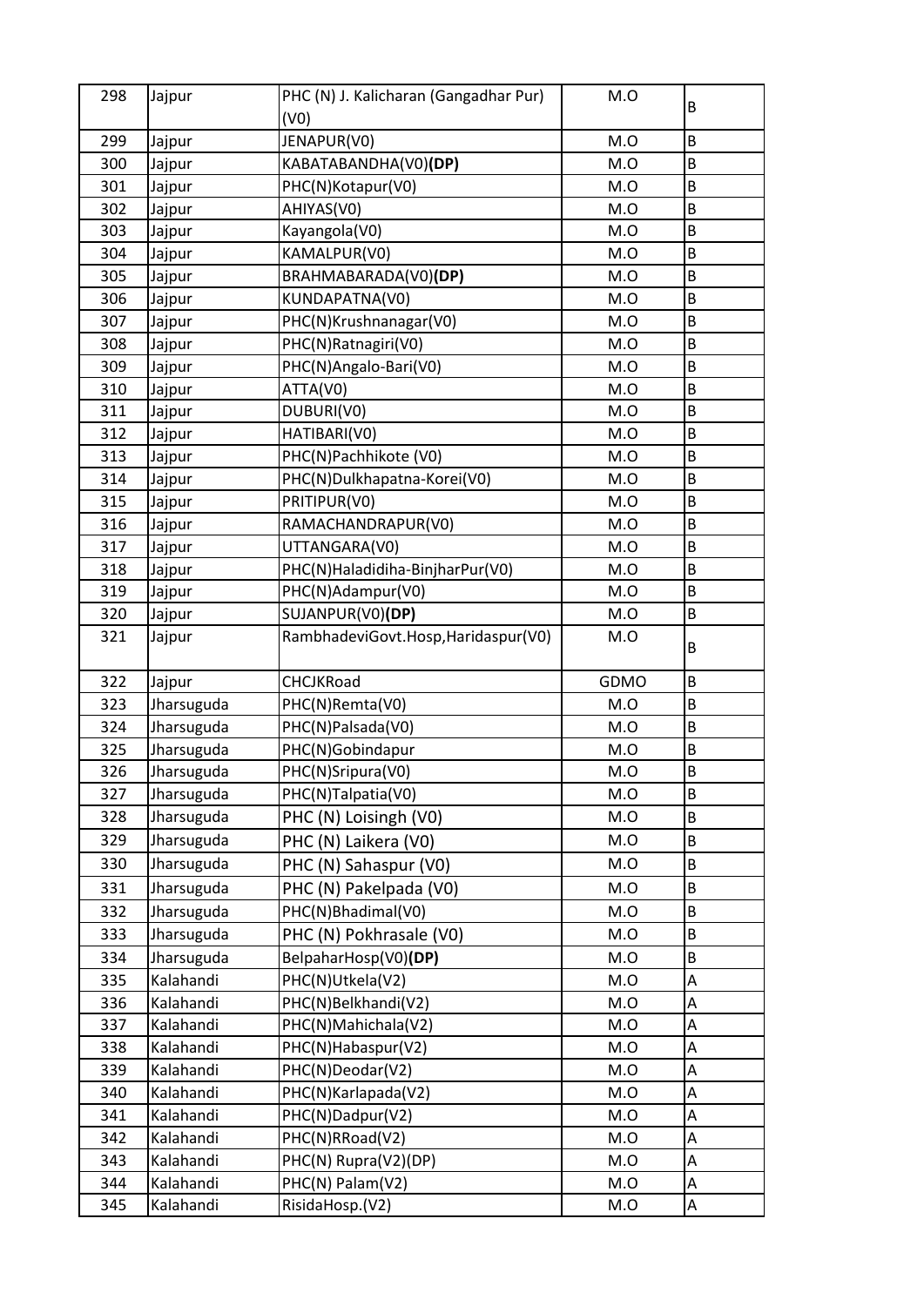| 298 | Jajpur | PHC (N) J. Kalicharan (Gangadhar Pur) (V0) | M.O | B |
|---|---|---|---|---|
| 299 | Jajpur | JENAPUR(V0) | M.O | B |
| 300 | Jajpur | KABATABANDHA(V0)**(DP)** | M.O | B |
| 301 | Jajpur | PHC(N)Kotapur(V0) | M.O | B |
| 302 | Jajpur | AHIYAS(V0) | M.O | B |
| 303 | Jajpur | Kayangola(V0) | M.O | B |
| 304 | Jajpur | KAMALPUR(V0) | M.O | B |
| 305 | Jajpur | BRAHMABARADA(V0)**(DP)** | M.O | B |
| 306 | Jajpur | KUNDAPATNA(V0) | M.O | B |
| 307 | Jajpur | PHC(N)Krushnanagar(V0) | M.O | B |
| 308 | Jajpur | PHC(N)Ratnagiri(V0) | M.O | B |
| 309 | Jajpur | PHC(N)Angalo-Bari(V0) | M.O | B |
| 310 | Jajpur | ATTA(V0) | M.O | B |
| 311 | Jajpur | DUBURI(V0) | M.O | B |
| 312 | Jajpur | HATIBARI(V0) | M.O | B |
| 313 | Jajpur | PHC(N)Pachhikote (V0) | M.O | B |
| 314 | Jajpur | PHC(N)Dulkhapatna-Korei(V0) | M.O | B |
| 315 | Jajpur | PRITIPUR(V0) | M.O | B |
| 316 | Jajpur | RAMACHANDRAPUR(V0) | M.O | B |
| 317 | Jajpur | UTTANGARA(V0) | M.O | B |
| 318 | Jajpur | PHC(N)Haladidiha-BinjharPur(V0) | M.O | B |
| 319 | Jajpur | PHC(N)Adampur(V0) | M.O | B |
| 320 | Jajpur | SUJANPUR(V0)**(DP)** | M.O | B |
| 321 | Jajpur | RambhadeviGovt.Hosp,Haridaspur(V0) | M.O | B |
| 322 | Jajpur | CHCJKRoad | GDMO | B |
| 323 | Jharsuguda | PHC(N)Remta(V0) | M.O | B |
| 324 | Jharsuguda | PHC(N)Palsada(V0) | M.O | B |
| 325 | Jharsuguda | PHC(N)Gobindapur | M.O | B |
| 326 | Jharsuguda | PHC(N)Sripura(V0) | M.O | B |
| 327 | Jharsuguda | PHC(N)Talpatia(V0) | M.O | B |
| 328 | Jharsuguda | PHC (N) Loisingh (V0) | M.O | B |
| 329 | Jharsuguda | PHC (N) Laikera (V0) | M.O | B |
| 330 | Jharsuguda | PHC (N) Sahaspur (V0) | M.O | B |
| 331 | Jharsuguda | PHC (N) Pakelpada (V0) | M.O | B |
| 332 | Jharsuguda | PHC(N)Bhadimal(V0) | M.O | B |
| 333 | Jharsuguda | PHC (N) Pokhrasale (V0) | M.O | B |
| 334 | Jharsuguda | BelpaharHosp(V0)**(DP)** | M.O | B |
| 335 | Kalahandi | PHC(N)Utkela(V2) | M.O | A |
| 336 | Kalahandi | PHC(N)Belkhandi(V2) | M.O | A |
| 337 | Kalahandi | PHC(N)Mahichala(V2) | M.O | A |
| 338 | Kalahandi | PHC(N)Habaspur(V2) | M.O | A |
| 339 | Kalahandi | PHC(N)Deodar(V2) | M.O | A |
| 340 | Kalahandi | PHC(N)Karlapada(V2) | M.O | A |
| 341 | Kalahandi | PHC(N)Dadpur(V2) | M.O | A |
| 342 | Kalahandi | PHC(N)RRoad(V2) | M.O | A |
| 343 | Kalahandi | PHC(N) Rupra(V2)(DP) | M.O | A |
| 344 | Kalahandi | PHC(N) Palam(V2) | M.O | A |
| 345 | Kalahandi | RisidaHosp.(V2) | M.O | A |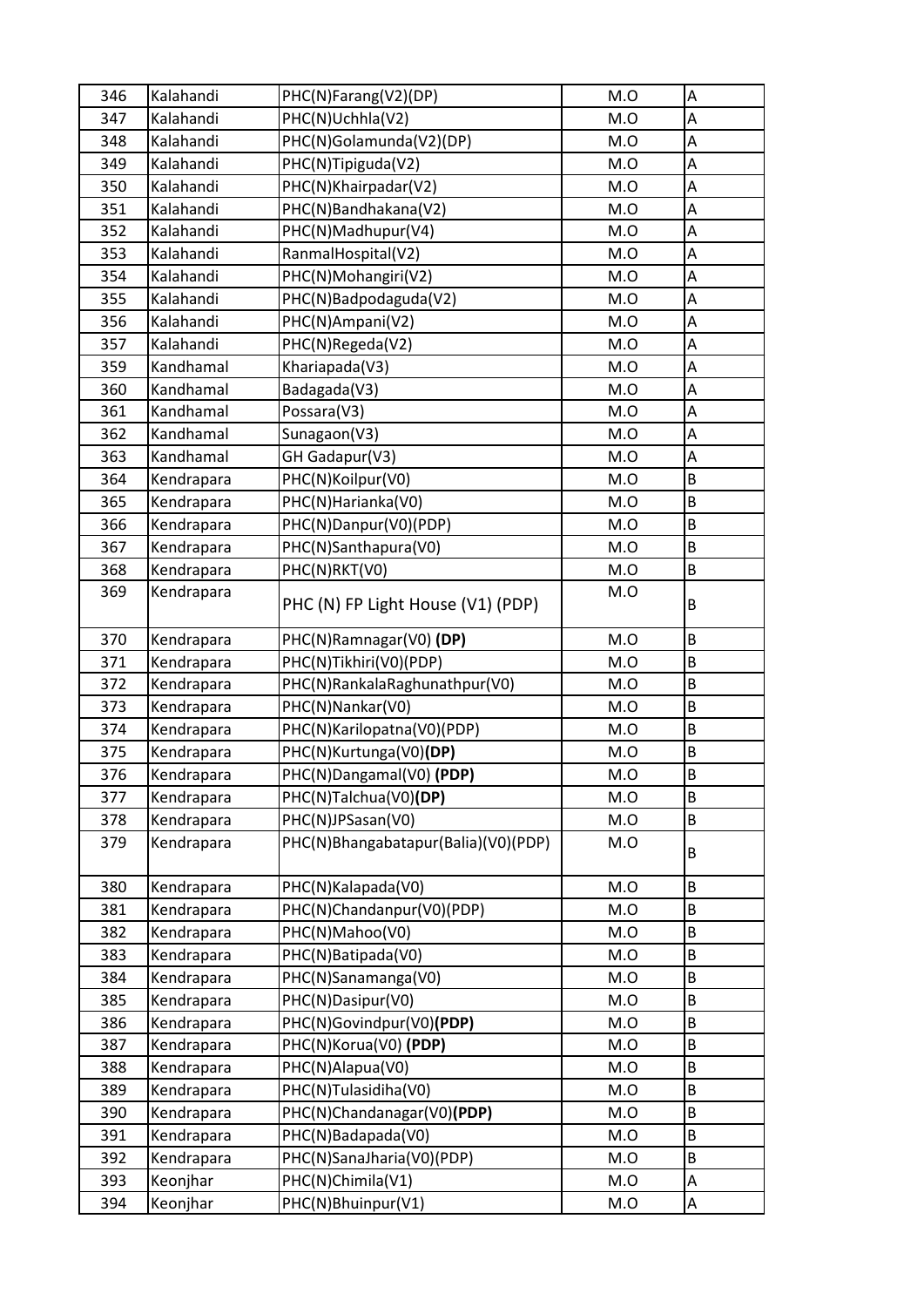| 346 | Kalahandi | PHC(N)Farang(V2)(DP) | M.O | A |
|---|---|---|---|---|
| 347 | Kalahandi | PHC(N)Uchhla(V2) | M.O | A |
| 348 | Kalahandi | PHC(N)Golamunda(V2)(DP) | M.O | A |
| 349 | Kalahandi | PHC(N)Tipiguda(V2) | M.O | A |
| 350 | Kalahandi | PHC(N)Khairpadar(V2) | M.O | A |
| 351 | Kalahandi | PHC(N)Bandhakana(V2) | M.O | A |
| 352 | Kalahandi | PHC(N)Madhupur(V4) | M.O | A |
| 353 | Kalahandi | RanmalHospital(V2) | M.O | A |
| 354 | Kalahandi | PHC(N)Mohangiri(V2) | M.O | A |
| 355 | Kalahandi | PHC(N)Badpodaguda(V2) | M.O | A |
| 356 | Kalahandi | PHC(N)Ampani(V2) | M.O | A |
| 357 | Kalahandi | PHC(N)Regeda(V2) | M.O | A |
| 359 | Kandhamal | Khariapada(V3) | M.O | A |
| 360 | Kandhamal | Badagada(V3) | M.O | A |
| 361 | Kandhamal | Possara(V3) | M.O | A |
| 362 | Kandhamal | Sunagaon(V3) | M.O | A |
| 363 | Kandhamal | GH Gadapur(V3) | M.O | A |
| 364 | Kendrapara | PHC(N)Koilpur(V0) | M.O | B |
| 365 | Kendrapara | PHC(N)Harianka(V0) | M.O | B |
| 366 | Kendrapara | PHC(N)Danpur(V0)(PDP) | M.O | B |
| 367 | Kendrapara | PHC(N)Santhapura(V0) | M.O | B |
| 368 | Kendrapara | PHC(N)RKT(V0) | M.O | B |
| 369 | Kendrapara | PHC (N) FP Light House (V1) (PDP) | M.O | B |
| 370 | Kendrapara | PHC(N)Ramnagar(V0) **(DP)** | M.O | B |
| 371 | Kendrapara | PHC(N)Tikhiri(V0)(PDP) | M.O | B |
| 372 | Kendrapara | PHC(N)RankalaRaghunathpur(V0) | M.O | B |
| 373 | Kendrapara | PHC(N)Nankar(V0) | M.O | B |
| 374 | Kendrapara | PHC(N)Karilopatna(V0)(PDP) | M.O | B |
| 375 | Kendrapara | PHC(N)Kurtunga(V0)**(DP)** | M.O | B |
| 376 | Kendrapara | PHC(N)Dangamal(V0) **(PDP)** | M.O | B |
| 377 | Kendrapara | PHC(N)Talchua(V0)**(DP)** | M.O | B |
| 378 | Kendrapara | PHC(N)JPSasan(V0) | M.O | B |
| 379 | Kendrapara | PHC(N)Bhangabatapur(Balia)(V0)(PDP) | M.O | B |
| 380 | Kendrapara | PHC(N)Kalapada(V0) | M.O | B |
| 381 | Kendrapara | PHC(N)Chandanpur(V0)(PDP) | M.O | B |
| 382 | Kendrapara | PHC(N)Mahoo(V0) | M.O | B |
| 383 | Kendrapara | PHC(N)Batipada(V0) | M.O | B |
| 384 | Kendrapara | PHC(N)Sanamanga(V0) | M.O | B |
| 385 | Kendrapara | PHC(N)Dasipur(V0) | M.O | B |
| 386 | Kendrapara | PHC(N)Govindpur(V0)**(PDP)** | M.O | B |
| 387 | Kendrapara | PHC(N)Korua(V0) **(PDP)** | M.O | B |
| 388 | Kendrapara | PHC(N)Alapua(V0) | M.O | B |
| 389 | Kendrapara | PHC(N)Tulasidiha(V0) | M.O | B |
| 390 | Kendrapara | PHC(N)Chandanagar(V0)**(PDP)** | M.O | B |
| 391 | Kendrapara | PHC(N)Badapada(V0) | M.O | B |
| 392 | Kendrapara | PHC(N)SanaJharia(V0)(PDP) | M.O | B |
| 393 | Keonjhar | PHC(N)Chimila(V1) | M.O | A |
| 394 | Keonjhar | PHC(N)Bhuinpur(V1) | M.O | A |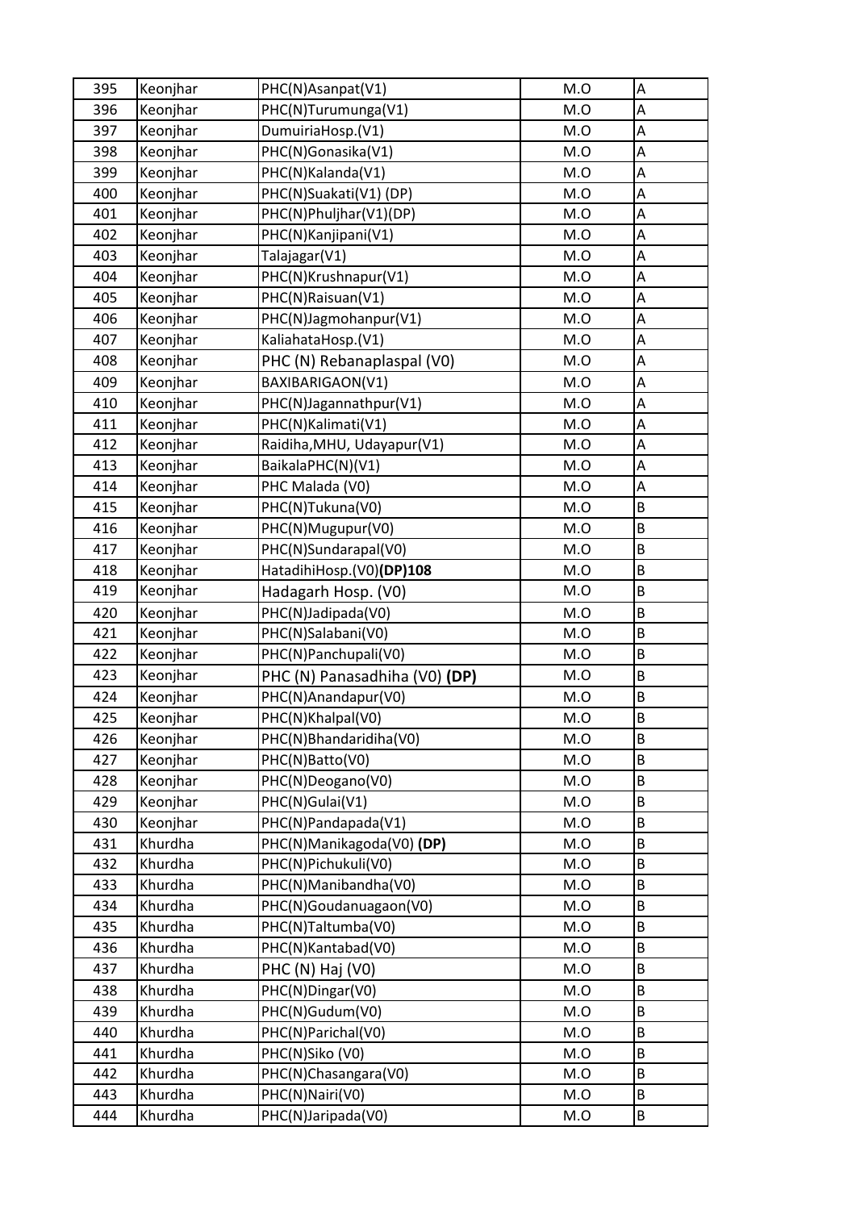| 395 | Keonjhar | PHC(N)Asanpat(V1) | M.O | A |
|---|---|---|---|---|
| 396 | Keonjhar | PHC(N)Turumunga(V1) | M.O | A |
| 397 | Keonjhar | DumuiriaHosp.(V1) | M.O | A |
| 398 | Keonjhar | PHC(N)Gonasika(V1) | M.O | A |
| 399 | Keonjhar | PHC(N)Kalanda(V1) | M.O | A |
| 400 | Keonjhar | PHC(N)Suakati(V1) (DP) | M.O | A |
| 401 | Keonjhar | PHC(N)Phuljhar(V1)(DP) | M.O | A |
| 402 | Keonjhar | PHC(N)Kanjipani(V1) | M.O | A |
| 403 | Keonjhar | Talajagar(V1) | M.O | A |
| 404 | Keonjhar | PHC(N)Krushnapur(V1) | M.O | A |
| 405 | Keonjhar | PHC(N)Raisuan(V1) | M.O | A |
| 406 | Keonjhar | PHC(N)Jagmohanpur(V1) | M.O | A |
| 407 | Keonjhar | KaliahataHosp.(V1) | M.O | A |
| 408 | Keonjhar | PHC (N) Rebanaplaspal (V0) | M.O | A |
| 409 | Keonjhar | BAXIBARIGAON(V1) | M.O | A |
| 410 | Keonjhar | PHC(N)Jagannathpur(V1) | M.O | A |
| 411 | Keonjhar | PHC(N)Kalimati(V1) | M.O | A |
| 412 | Keonjhar | Raidiha,MHU, Udayapur(V1) | M.O | A |
| 413 | Keonjhar | BaikalaPHC(N)(V1) | M.O | A |
| 414 | Keonjhar | PHC Malada (V0) | M.O | A |
| 415 | Keonjhar | PHC(N)Tukuna(V0) | M.O | B |
| 416 | Keonjhar | PHC(N)Mugupur(V0) | M.O | B |
| 417 | Keonjhar | PHC(N)Sundarapal(V0) | M.O | B |
| 418 | Keonjhar | HatadihiHosp.(V0)**(DP)108** | M.O | B |
| 419 | Keonjhar | Hadagarh Hosp. (V0) | M.O | B |
| 420 | Keonjhar | PHC(N)Jadipada(V0) | M.O | B |
| 421 | Keonjhar | PHC(N)Salabani(V0) | M.O | B |
| 422 | Keonjhar | PHC(N)Panchupali(V0) | M.O | B |
| 423 | Keonjhar | PHC (N) Panasadhiha (V0) **(DP)** | M.O | B |
| 424 | Keonjhar | PHC(N)Anandapur(V0) | M.O | B |
| 425 | Keonjhar | PHC(N)Khalpal(V0) | M.O | B |
| 426 | Keonjhar | PHC(N)Bhandaridiha(V0) | M.O | B |
| 427 | Keonjhar | PHC(N)Batto(V0) | M.O | B |
| 428 | Keonjhar | PHC(N)Deogano(V0) | M.O | B |
| 429 | Keonjhar | PHC(N)Gulai(V1) | M.O | B |
| 430 | Keonjhar | PHC(N)Pandapada(V1) | M.O | B |
| 431 | Khurdha | PHC(N)Manikagoda(V0) **(DP)** | M.O | B |
| 432 | Khurdha | PHC(N)Pichukuli(V0) | M.O | B |
| 433 | Khurdha | PHC(N)Manibandha(V0) | M.O | B |
| 434 | Khurdha | PHC(N)Goudanuagaon(V0) | M.O | B |
| 435 | Khurdha | PHC(N)Taltumba(V0) | M.O | B |
| 436 | Khurdha | PHC(N)Kantabad(V0) | M.O | B |
| 437 | Khurdha | PHC (N) Haj (V0) | M.O | B |
| 438 | Khurdha | PHC(N)Dingar(V0) | M.O | B |
| 439 | Khurdha | PHC(N)Gudum(V0) | M.O | B |
| 440 | Khurdha | PHC(N)Parichal(V0) | M.O | B |
| 441 | Khurdha | PHC(N)Siko (V0) | M.O | B |
| 442 | Khurdha | PHC(N)Chasangara(V0) | M.O | B |
| 443 | Khurdha | PHC(N)Nairi(V0) | M.O | B |
| 444 | Khurdha | PHC(N)Jaripada(V0) | M.O | B |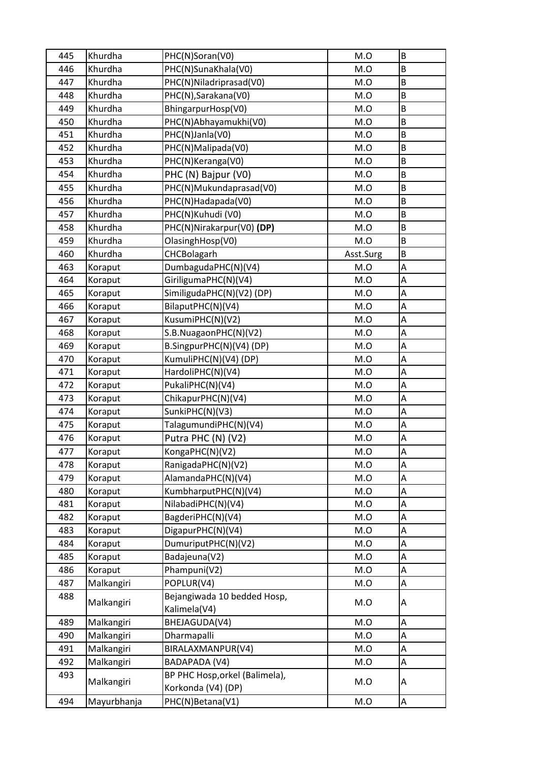| 445 | Khurdha | PHC(N)Soran(V0) | M.O | B |
|---|---|---|---|---|
| 446 | Khurdha | PHC(N)SunaKhala(V0) | M.O | B |
| 447 | Khurdha | PHC(N)Niladriprasad(V0) | M.O | B |
| 448 | Khurdha | PHC(N),Sarakana(V0) | M.O | B |
| 449 | Khurdha | BhingarpurHosp(V0) | M.O | B |
| 450 | Khurdha | PHC(N)Abhayamukhi(V0) | M.O | B |
| 451 | Khurdha | PHC(N)Janla(V0) | M.O | B |
| 452 | Khurdha | PHC(N)Malipada(V0) | M.O | B |
| 453 | Khurdha | PHC(N)Keranga(V0) | M.O | B |
| 454 | Khurdha | PHC (N) Bajpur (V0) | M.O | B |
| 455 | Khurdha | PHC(N)Mukundaprasad(V0) | M.O | B |
| 456 | Khurdha | PHC(N)Hadapada(V0) | M.O | B |
| 457 | Khurdha | PHC(N)Kuhudi (V0) | M.O | B |
| 458 | Khurdha | PHC(N)Nirakarpur(V0) **(DP)** | M.O | B |
| 459 | Khurdha | OlasinghHosp(V0) | M.O | B |
| 460 | Khurdha | CHCBolagarh | Asst.Surg | B |
| 463 | Koraput | DumbagudaPHC(N)(V4) | M.O | A |
| 464 | Koraput | GiriligumaPHC(N)(V4) | M.O | A |
| 465 | Koraput | SimiligudaPHC(N)(V2) (DP) | M.O | A |
| 466 | Koraput | BilaputPHC(N)(V4) | M.O | A |
| 467 | Koraput | KusumiPHC(N)(V2) | M.O | A |
| 468 | Koraput | S.B.NuagaonPHC(N)(V2) | M.O | A |
| 469 | Koraput | B.SingpurPHC(N)(V4) (DP) | M.O | A |
| 470 | Koraput | KumuliPHC(N)(V4) (DP) | M.O | A |
| 471 | Koraput | HardoliPHC(N)(V4) | M.O | A |
| 472 | Koraput | PukaliPHC(N)(V4) | M.O | A |
| 473 | Koraput | ChikapurPHC(N)(V4) | M.O | A |
| 474 | Koraput | SunkiPHC(N)(V3) | M.O | A |
| 475 | Koraput | TalagumundiPHC(N)(V4) | M.O | A |
| 476 | Koraput | Putra PHC (N) (V2) | M.O | A |
| 477 | Koraput | KongaPHC(N)(V2) | M.O | A |
| 478 | Koraput | RanigadaPHC(N)(V2) | M.O | A |
| 479 | Koraput | AlamandaPHC(N)(V4) | M.O | A |
| 480 | Koraput | KumbharputPHC(N)(V4) | M.O | A |
| 481 | Koraput | NilabadiPHC(N)(V4) | M.O | A |
| 482 | Koraput | BagderiPHC(N)(V4) | M.O | A |
| 483 | Koraput | DigapurPHC(N)(V4) | M.O | A |
| 484 | Koraput | DumuriputPHC(N)(V2) | M.O | A |
| 485 | Koraput | Badajeuna(V2) | M.O | A |
| 486 | Koraput | Phampuni(V2) | M.O | A |
| 487 | Malkangiri | POPLUR(V4) | M.O | A |
| 488 | Malkangiri | Bejangiwada 10 bedded Hosp, Kalimela(V4) | M.O | A |
| 489 | Malkangiri | BHEJAGUDA(V4) | M.O | A |
| 490 | Malkangiri | Dharmapalli | M.O | A |
| 491 | Malkangiri | BIRALAXMANPUR(V4) | M.O | A |
| 492 | Malkangiri | BADAPADA (V4) | M.O | A |
| 493 | Malkangiri | BP PHC Hosp,orkel (Balimela), Korkonda (V4) (DP) | M.O | A |
| 494 | Mayurbhanja | PHC(N)Betana(V1) | M.O | A |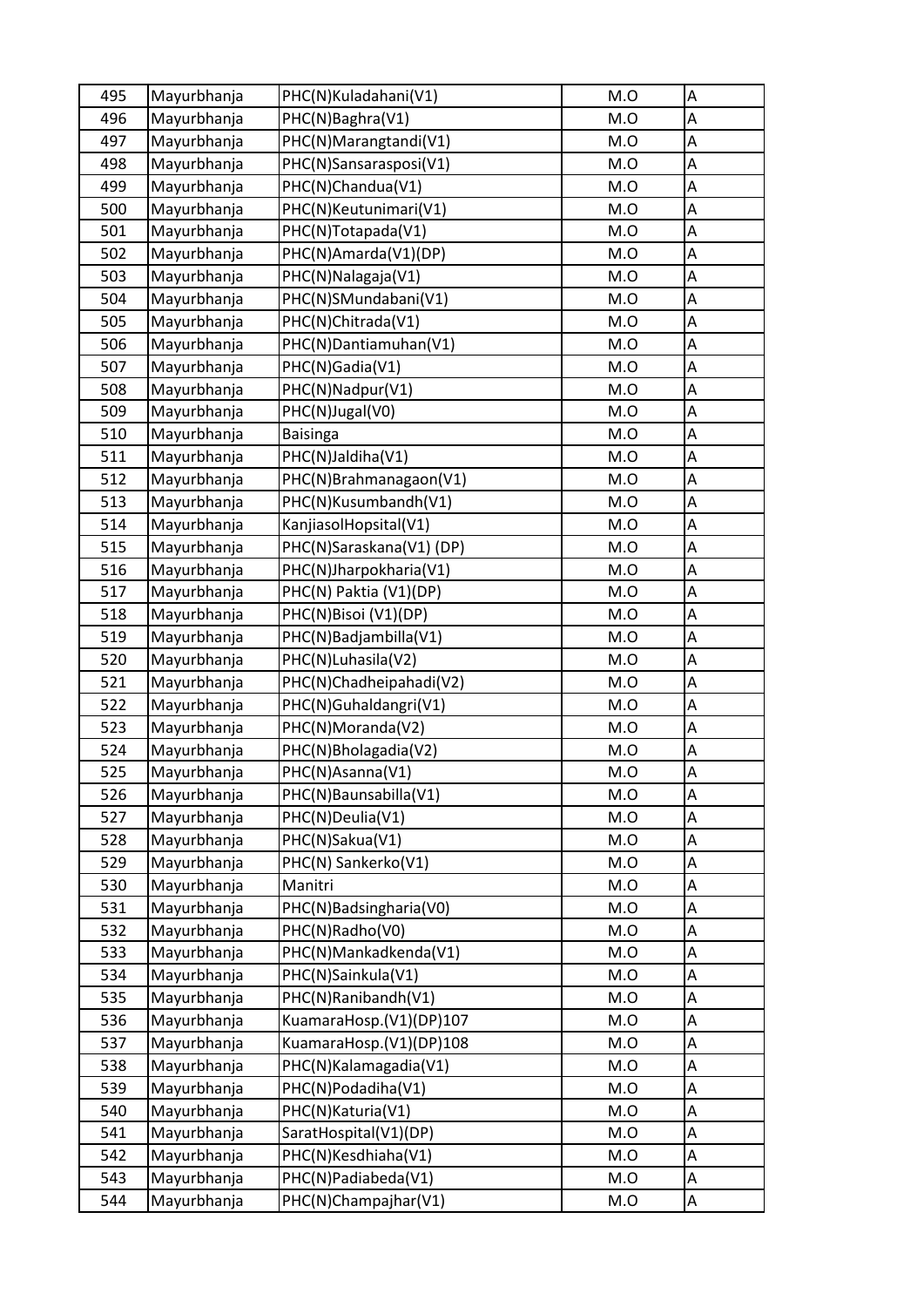| 495 | Mayurbhanja | PHC(N)Kuladahani(V1) | M.O | A |
|---|---|---|---|---|
| 496 | Mayurbhanja | PHC(N)Baghra(V1) | M.O | A |
| 497 | Mayurbhanja | PHC(N)Marangtandi(V1) | M.O | A |
| 498 | Mayurbhanja | PHC(N)Sansarasposi(V1) | M.O | A |
| 499 | Mayurbhanja | PHC(N)Chandua(V1) | M.O | A |
| 500 | Mayurbhanja | PHC(N)Keutunimari(V1) | M.O | A |
| 501 | Mayurbhanja | PHC(N)Totapada(V1) | M.O | A |
| 502 | Mayurbhanja | PHC(N)Amarda(V1)(DP) | M.O | A |
| 503 | Mayurbhanja | PHC(N)Nalagaja(V1) | M.O | A |
| 504 | Mayurbhanja | PHC(N)SMundabani(V1) | M.O | A |
| 505 | Mayurbhanja | PHC(N)Chitrada(V1) | M.O | A |
| 506 | Mayurbhanja | PHC(N)Dantiamuhan(V1) | M.O | A |
| 507 | Mayurbhanja | PHC(N)Gadia(V1) | M.O | A |
| 508 | Mayurbhanja | PHC(N)Nadpur(V1) | M.O | A |
| 509 | Mayurbhanja | PHC(N)Jugal(V0) | M.O | A |
| 510 | Mayurbhanja | Baisinga | M.O | A |
| 511 | Mayurbhanja | PHC(N)Jaldiha(V1) | M.O | A |
| 512 | Mayurbhanja | PHC(N)Brahmanagaon(V1) | M.O | A |
| 513 | Mayurbhanja | PHC(N)Kusumbandh(V1) | M.O | A |
| 514 | Mayurbhanja | KanjiasolHopsital(V1) | M.O | A |
| 515 | Mayurbhanja | PHC(N)Saraskana(V1) (DP) | M.O | A |
| 516 | Mayurbhanja | PHC(N)Jharpokharia(V1) | M.O | A |
| 517 | Mayurbhanja | PHC(N) Paktia (V1)(DP) | M.O | A |
| 518 | Mayurbhanja | PHC(N)Bisoi (V1)(DP) | M.O | A |
| 519 | Mayurbhanja | PHC(N)Badjambilla(V1) | M.O | A |
| 520 | Mayurbhanja | PHC(N)Luhasila(V2) | M.O | A |
| 521 | Mayurbhanja | PHC(N)Chadheipahadi(V2) | M.O | A |
| 522 | Mayurbhanja | PHC(N)Guhaldangri(V1) | M.O | A |
| 523 | Mayurbhanja | PHC(N)Moranda(V2) | M.O | A |
| 524 | Mayurbhanja | PHC(N)Bholagadia(V2) | M.O | A |
| 525 | Mayurbhanja | PHC(N)Asanna(V1) | M.O | A |
| 526 | Mayurbhanja | PHC(N)Baunsabilla(V1) | M.O | A |
| 527 | Mayurbhanja | PHC(N)Deulia(V1) | M.O | A |
| 528 | Mayurbhanja | PHC(N)Sakua(V1) | M.O | A |
| 529 | Mayurbhanja | PHC(N) Sankerko(V1) | M.O | A |
| 530 | Mayurbhanja | Manitri | M.O | A |
| 531 | Mayurbhanja | PHC(N)Badsingharia(V0) | M.O | A |
| 532 | Mayurbhanja | PHC(N)Radho(V0) | M.O | A |
| 533 | Mayurbhanja | PHC(N)Mankadkenda(V1) | M.O | A |
| 534 | Mayurbhanja | PHC(N)Sainkula(V1) | M.O | A |
| 535 | Mayurbhanja | PHC(N)Ranibandh(V1) | M.O | A |
| 536 | Mayurbhanja | KuamaraHosp.(V1)(DP)107 | M.O | A |
| 537 | Mayurbhanja | KuamaraHosp.(V1)(DP)108 | M.O | A |
| 538 | Mayurbhanja | PHC(N)Kalamagadia(V1) | M.O | A |
| 539 | Mayurbhanja | PHC(N)Podadiha(V1) | M.O | A |
| 540 | Mayurbhanja | PHC(N)Katuria(V1) | M.O | A |
| 541 | Mayurbhanja | SaratHospital(V1)(DP) | M.O | A |
| 542 | Mayurbhanja | PHC(N)Kesdhiaha(V1) | M.O | A |
| 543 | Mayurbhanja | PHC(N)Padiabeda(V1) | M.O | A |
| 544 | Mayurbhanja | PHC(N)Champajhar(V1) | M.O | A |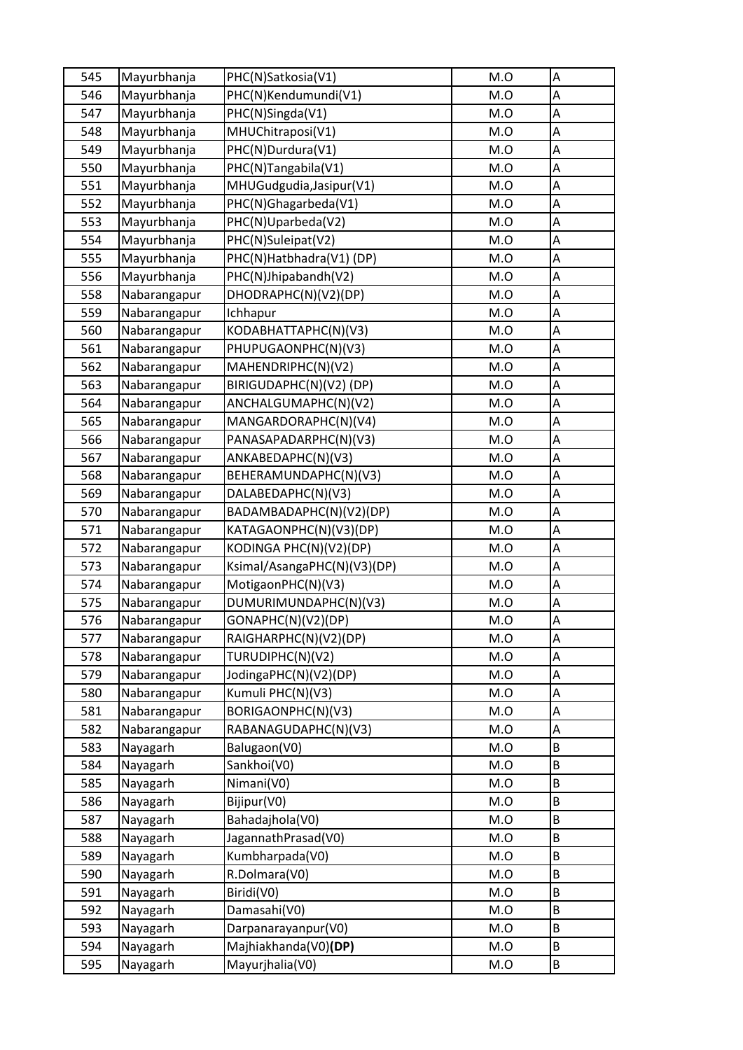| 545 | Mayurbhanja | PHC(N)Satkosia(V1) | M.O | A |
|---|---|---|---|---|
| 546 | Mayurbhanja | PHC(N)Kendumundi(V1) | M.O | A |
| 547 | Mayurbhanja | PHC(N)Singda(V1) | M.O | A |
| 548 | Mayurbhanja | MHUChitraposi(V1) | M.O | A |
| 549 | Mayurbhanja | PHC(N)Durdura(V1) | M.O | A |
| 550 | Mayurbhanja | PHC(N)Tangabila(V1) | M.O | A |
| 551 | Mayurbhanja | MHUGudgudia,Jasipur(V1) | M.O | A |
| 552 | Mayurbhanja | PHC(N)Ghagarbeda(V1) | M.O | A |
| 553 | Mayurbhanja | PHC(N)Uparbeda(V2) | M.O | A |
| 554 | Mayurbhanja | PHC(N)Suleipat(V2) | M.O | A |
| 555 | Mayurbhanja | PHC(N)Hatbhadra(V1) (DP) | M.O | A |
| 556 | Mayurbhanja | PHC(N)Jhipabandh(V2) | M.O | A |
| 558 | Nabarangapur | DHODRAPHC(N)(V2)(DP) | M.O | A |
| 559 | Nabarangapur | Ichhapur | M.O | A |
| 560 | Nabarangapur | KODABHATTAPHC(N)(V3) | M.O | A |
| 561 | Nabarangapur | PHUPUGAONPHC(N)(V3) | M.O | A |
| 562 | Nabarangapur | MAHENDRIPHC(N)(V2) | M.O | A |
| 563 | Nabarangapur | BIRIGUDAPHC(N)(V2) (DP) | M.O | A |
| 564 | Nabarangapur | ANCHALGUMAPHC(N)(V2) | M.O | A |
| 565 | Nabarangapur | MANGARDORAPHC(N)(V4) | M.O | A |
| 566 | Nabarangapur | PANASAPADARPHC(N)(V3) | M.O | A |
| 567 | Nabarangapur | ANKABEDAPHC(N)(V3) | M.O | A |
| 568 | Nabarangapur | BEHERAMUNDAPHC(N)(V3) | M.O | A |
| 569 | Nabarangapur | DALABEDAPHC(N)(V3) | M.O | A |
| 570 | Nabarangapur | BADAMBADAPHC(N)(V2)(DP) | M.O | A |
| 571 | Nabarangapur | KATAGAONPHC(N)(V3)(DP) | M.O | A |
| 572 | Nabarangapur | KODINGA PHC(N)(V2)(DP) | M.O | A |
| 573 | Nabarangapur | Ksimal/AsangaPHC(N)(V3)(DP) | M.O | A |
| 574 | Nabarangapur | MotigaonPHC(N)(V3) | M.O | A |
| 575 | Nabarangapur | DUMURIMUNDAPHC(N)(V3) | M.O | A |
| 576 | Nabarangapur | GONAPHC(N)(V2)(DP) | M.O | A |
| 577 | Nabarangapur | RAIGHARPHC(N)(V2)(DP) | M.O | A |
| 578 | Nabarangapur | TURUDIPHC(N)(V2) | M.O | A |
| 579 | Nabarangapur | JodingaPHC(N)(V2)(DP) | M.O | A |
| 580 | Nabarangapur | Kumuli PHC(N)(V3) | M.O | A |
| 581 | Nabarangapur | BORIGAONPHC(N)(V3) | M.O | A |
| 582 | Nabarangapur | RABANAGUDAPHC(N)(V3) | M.O | A |
| 583 | Nayagarh | Balugaon(V0) | M.O | B |
| 584 | Nayagarh | Sankhoi(V0) | M.O | B |
| 585 | Nayagarh | Nimani(V0) | M.O | B |
| 586 | Nayagarh | Bijipur(V0) | M.O | B |
| 587 | Nayagarh | Bahadajhola(V0) | M.O | B |
| 588 | Nayagarh | JagannathPrasad(V0) | M.O | B |
| 589 | Nayagarh | Kumbharpada(V0) | M.O | B |
| 590 | Nayagarh | R.Dolmara(V0) | M.O | B |
| 591 | Nayagarh | Biridi(V0) | M.O | B |
| 592 | Nayagarh | Damasahi(V0) | M.O | B |
| 593 | Nayagarh | Darpanarayanpur(V0) | M.O | B |
| 594 | Nayagarh | Majhiakhanda(V0)**(DP)** | M.O | B |
| 595 | Nayagarh | Mayurjhalia(V0) | M.O | B |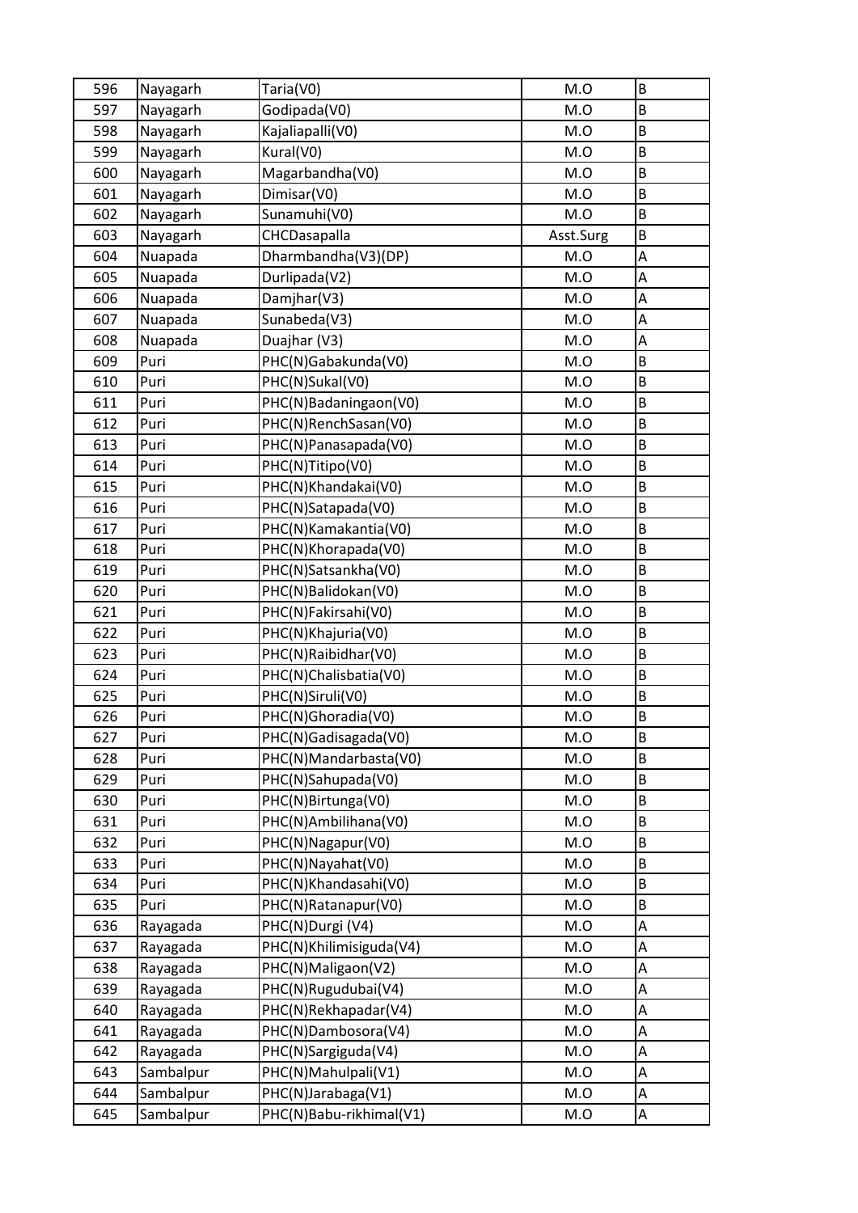| 596 | Nayagarh | Taria(V0) | M.O | B |
|---|---|---|---|---|
| 597 | Nayagarh | Godipada(V0) | M.O | B |
| 598 | Nayagarh | Kajaliapalli(V0) | M.O | B |
| 599 | Nayagarh | Kural(V0) | M.O | B |
| 600 | Nayagarh | Magarbandha(V0) | M.O | B |
| 601 | Nayagarh | Dimisar(V0) | M.O | B |
| 602 | Nayagarh | Sunamuhi(V0) | M.O | B |
| 603 | Nayagarh | CHCDasapalla | Asst.Surg | B |
| 604 | Nuapada | Dharmbandha(V3)(DP) | M.O | A |
| 605 | Nuapada | Durlipada(V2) | M.O | A |
| 606 | Nuapada | Damjhar(V3) | M.O | A |
| 607 | Nuapada | Sunabeda(V3) | M.O | A |
| 608 | Nuapada | Duajhar (V3) | M.O | A |
| 609 | Puri | PHC(N)Gabakunda(V0) | M.O | B |
| 610 | Puri | PHC(N)Sukal(V0) | M.O | B |
| 611 | Puri | PHC(N)Badaningaon(V0) | M.O | B |
| 612 | Puri | PHC(N)RenchSasan(V0) | M.O | B |
| 613 | Puri | PHC(N)Panasapada(V0) | M.O | B |
| 614 | Puri | PHC(N)Titipo(V0) | M.O | B |
| 615 | Puri | PHC(N)Khandakai(V0) | M.O | B |
| 616 | Puri | PHC(N)Satapada(V0) | M.O | B |
| 617 | Puri | PHC(N)Kamakantia(V0) | M.O | B |
| 618 | Puri | PHC(N)Khorapada(V0) | M.O | B |
| 619 | Puri | PHC(N)Satsankha(V0) | M.O | B |
| 620 | Puri | PHC(N)Balidokan(V0) | M.O | B |
| 621 | Puri | PHC(N)Fakirsahi(V0) | M.O | B |
| 622 | Puri | PHC(N)Khajuria(V0) | M.O | B |
| 623 | Puri | PHC(N)Raibidhar(V0) | M.O | B |
| 624 | Puri | PHC(N)Chalisbatia(V0) | M.O | B |
| 625 | Puri | PHC(N)Siruli(V0) | M.O | B |
| 626 | Puri | PHC(N)Ghoradia(V0) | M.O | B |
| 627 | Puri | PHC(N)Gadisagada(V0) | M.O | B |
| 628 | Puri | PHC(N)Mandarbasta(V0) | M.O | B |
| 629 | Puri | PHC(N)Sahupada(V0) | M.O | B |
| 630 | Puri | PHC(N)Birtunga(V0) | M.O | B |
| 631 | Puri | PHC(N)Ambilihana(V0) | M.O | B |
| 632 | Puri | PHC(N)Nagapur(V0) | M.O | B |
| 633 | Puri | PHC(N)Nayahat(V0) | M.O | B |
| 634 | Puri | PHC(N)Khandasahi(V0) | M.O | B |
| 635 | Puri | PHC(N)Ratanapur(V0) | M.O | B |
| 636 | Rayagada | PHC(N)Durgi (V4) | M.O | A |
| 637 | Rayagada | PHC(N)Khilimisiguda(V4) | M.O | A |
| 638 | Rayagada | PHC(N)Maligaon(V2) | M.O | A |
| 639 | Rayagada | PHC(N)Rugudubai(V4) | M.O | A |
| 640 | Rayagada | PHC(N)Rekhapadar(V4) | M.O | A |
| 641 | Rayagada | PHC(N)Dambosora(V4) | M.O | A |
| 642 | Rayagada | PHC(N)Sargiguda(V4) | M.O | A |
| 643 | Sambalpur | PHC(N)Mahulpali(V1) | M.O | A |
| 644 | Sambalpur | PHC(N)Jarabaga(V1) | M.O | A |
| 645 | Sambalpur | PHC(N)Babu-rikhimal(V1) | M.O | A |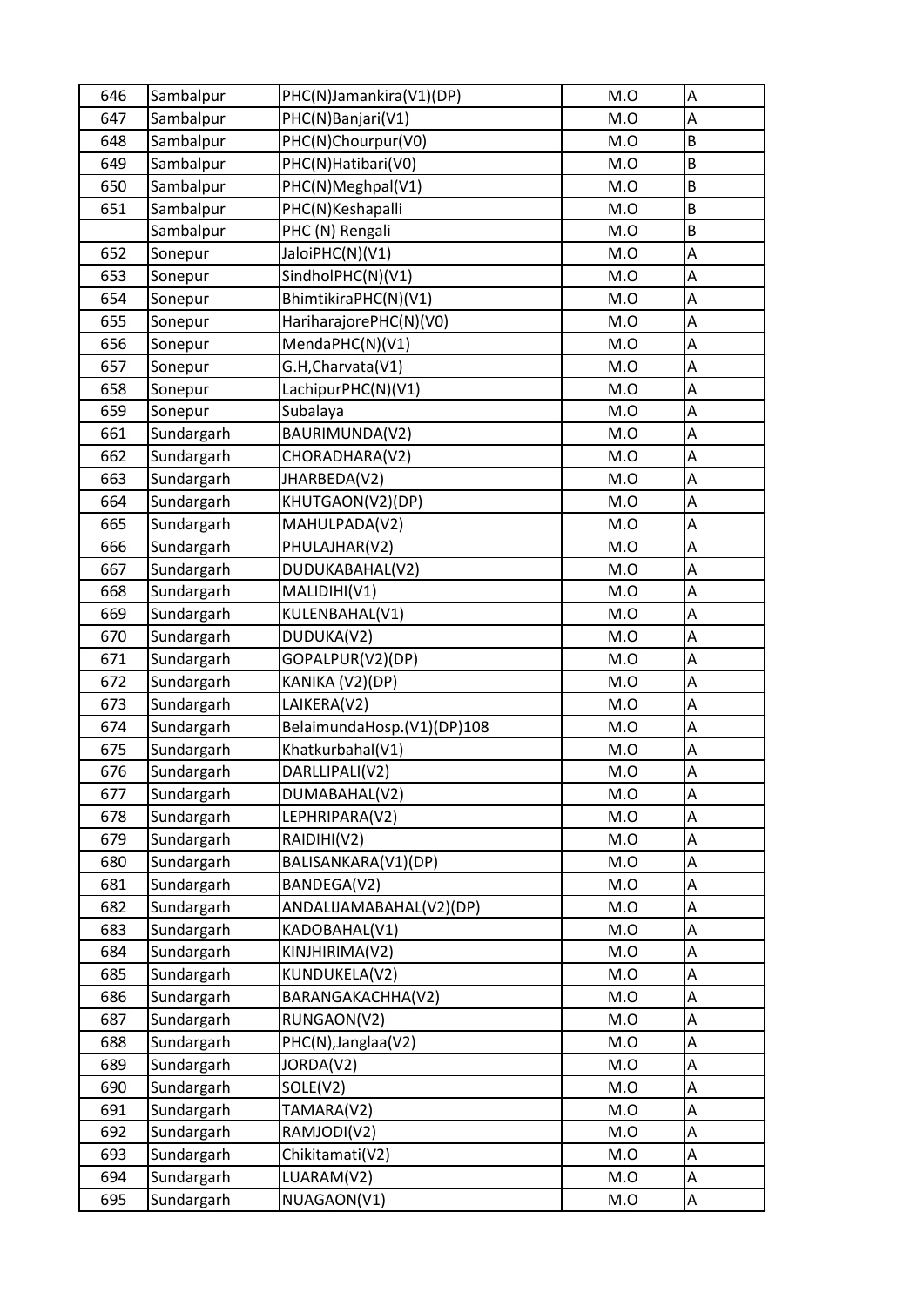| | | | | |
|---|---|---|---|---|
| 646 | Sambalpur | PHC(N)Jamankira(V1)(DP) | M.O | A |
| 647 | Sambalpur | PHC(N)Banjari(V1) | M.O | A |
| 648 | Sambalpur | PHC(N)Chourpur(V0) | M.O | B |
| 649 | Sambalpur | PHC(N)Hatibari(V0) | M.O | B |
| 650 | Sambalpur | PHC(N)Meghpal(V1) | M.O | B |
| 651 | Sambalpur | PHC(N)Keshapalli | M.O | B |
| | Sambalpur | PHC (N) Rengali | M.O | B |
| 652 | Sonepur | JaloiPHC(N)(V1) | M.O | A |
| 653 | Sonepur | SindholPHC(N)(V1) | M.O | A |
| 654 | Sonepur | BhimtikiraPHC(N)(V1) | M.O | A |
| 655 | Sonepur | HariharajorePHC(N)(V0) | M.O | A |
| 656 | Sonepur | MendaPHC(N)(V1) | M.O | A |
| 657 | Sonepur | G.H,Charvata(V1) | M.O | A |
| 658 | Sonepur | LachipurPHC(N)(V1) | M.O | A |
| 659 | Sonepur | Subalaya | M.O | A |
| 661 | Sundargarh | BAURIMUNDA(V2) | M.O | A |
| 662 | Sundargarh | CHORADHARA(V2) | M.O | A |
| 663 | Sundargarh | JHARBEDA(V2) | M.O | A |
| 664 | Sundargarh | KHUTGAON(V2)(DP) | M.O | A |
| 665 | Sundargarh | MAHULPADA(V2) | M.O | A |
| 666 | Sundargarh | PHULAJHAR(V2) | M.O | A |
| 667 | Sundargarh | DUDUKABAHAL(V2) | M.O | A |
| 668 | Sundargarh | MALIDIHI(V1) | M.O | A |
| 669 | Sundargarh | KULENBAHAL(V1) | M.O | A |
| 670 | Sundargarh | DUDUKA(V2) | M.O | A |
| 671 | Sundargarh | GOPALPUR(V2)(DP) | M.O | A |
| 672 | Sundargarh | KANIKA (V2)(DP) | M.O | A |
| 673 | Sundargarh | LAIKERA(V2) | M.O | A |
| 674 | Sundargarh | BelaimundaHosp.(V1)(DP)108 | M.O | A |
| 675 | Sundargarh | Khatkurbahal(V1) | M.O | A |
| 676 | Sundargarh | DARLLIPALI(V2) | M.O | A |
| 677 | Sundargarh | DUMABAHAL(V2) | M.O | A |
| 678 | Sundargarh | LEPHRIPARA(V2) | M.O | A |
| 679 | Sundargarh | RAIDIHI(V2) | M.O | A |
| 680 | Sundargarh | BALISANKARA(V1)(DP) | M.O | A |
| 681 | Sundargarh | BANDEGA(V2) | M.O | A |
| 682 | Sundargarh | ANDALIJAMABAHAL(V2)(DP) | M.O | A |
| 683 | Sundargarh | KADOBAHAL(V1) | M.O | A |
| 684 | Sundargarh | KINJHIRIMA(V2) | M.O | A |
| 685 | Sundargarh | KUNDUKELA(V2) | M.O | A |
| 686 | Sundargarh | BARANGAKACHHA(V2) | M.O | A |
| 687 | Sundargarh | RUNGAON(V2) | M.O | A |
| 688 | Sundargarh | PHC(N),Janglaa(V2) | M.O | A |
| 689 | Sundargarh | JORDA(V2) | M.O | A |
| 690 | Sundargarh | SOLE(V2) | M.O | A |
| 691 | Sundargarh | TAMARA(V2) | M.O | A |
| 692 | Sundargarh | RAMJODI(V2) | M.O | A |
| 693 | Sundargarh | Chikitamati(V2) | M.O | A |
| 694 | Sundargarh | LUARAM(V2) | M.O | A |
| 695 | Sundargarh | NUAGAON(V1) | M.O | A |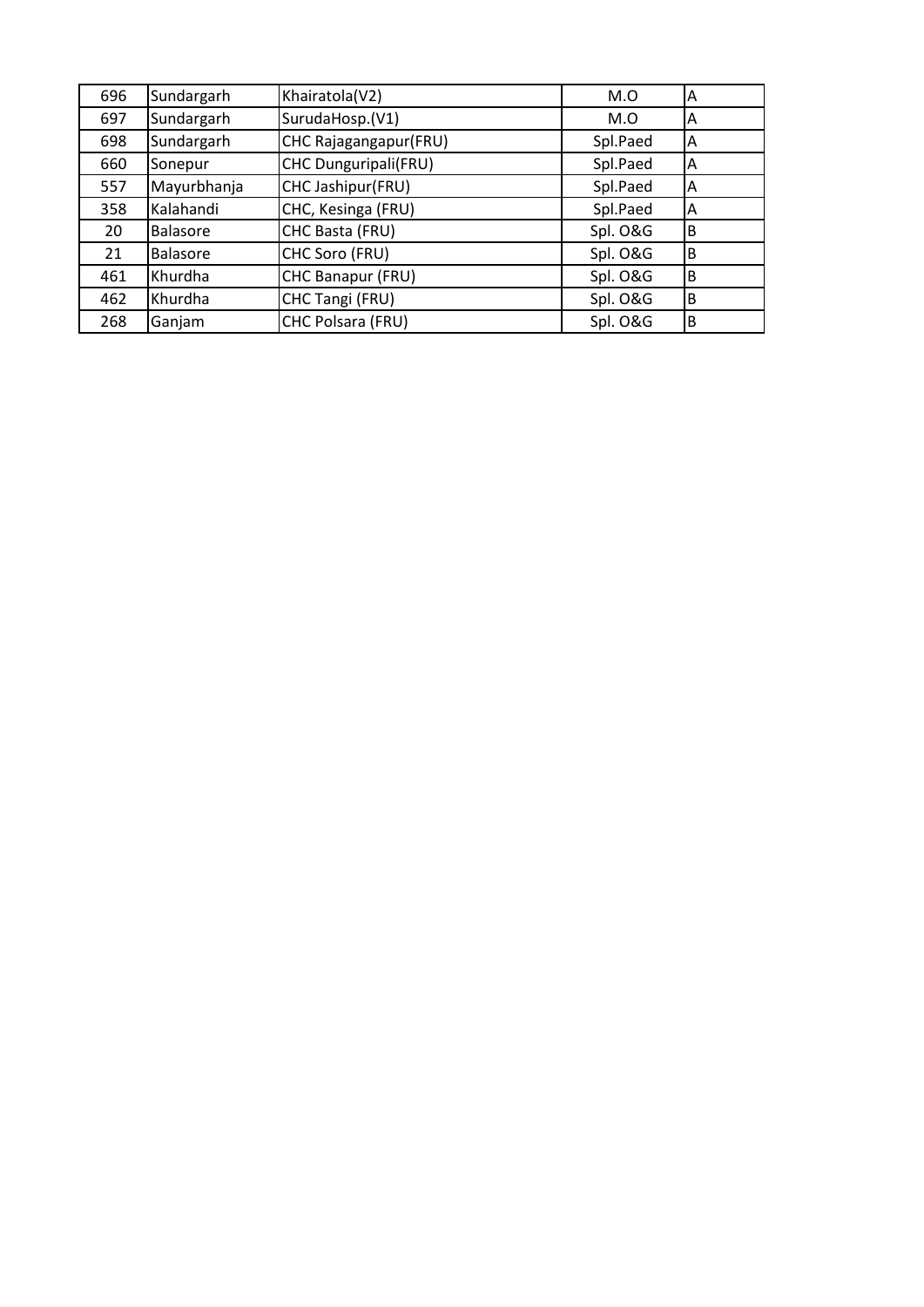| | | | | |
|---|---|---|---|---|
| 696 | Sundargarh | Khairatola(V2) | M.O | A |
| 697 | Sundargarh | SurudaHosp.(V1) | M.O | A |
| 698 | Sundargarh | CHC Rajagangapur(FRU) | Spl.Paed | A |
| 660 | Sonepur | CHC Dunguripali(FRU) | Spl.Paed | A |
| 557 | Mayurbhanja | CHC Jashipur(FRU) | Spl.Paed | A |
| 358 | Kalahandi | CHC, Kesinga (FRU) | Spl.Paed | A |
| 20 | Balasore | CHC Basta (FRU) | Spl. O&G | B |
| 21 | Balasore | CHC Soro (FRU) | Spl. O&G | B |
| 461 | Khurdha | CHC Banapur (FRU) | Spl. O&G | B |
| 462 | Khurdha | CHC Tangi (FRU) | Spl. O&G | B |
| 268 | Ganjam | CHC Polsara (FRU) | Spl. O&G | B |